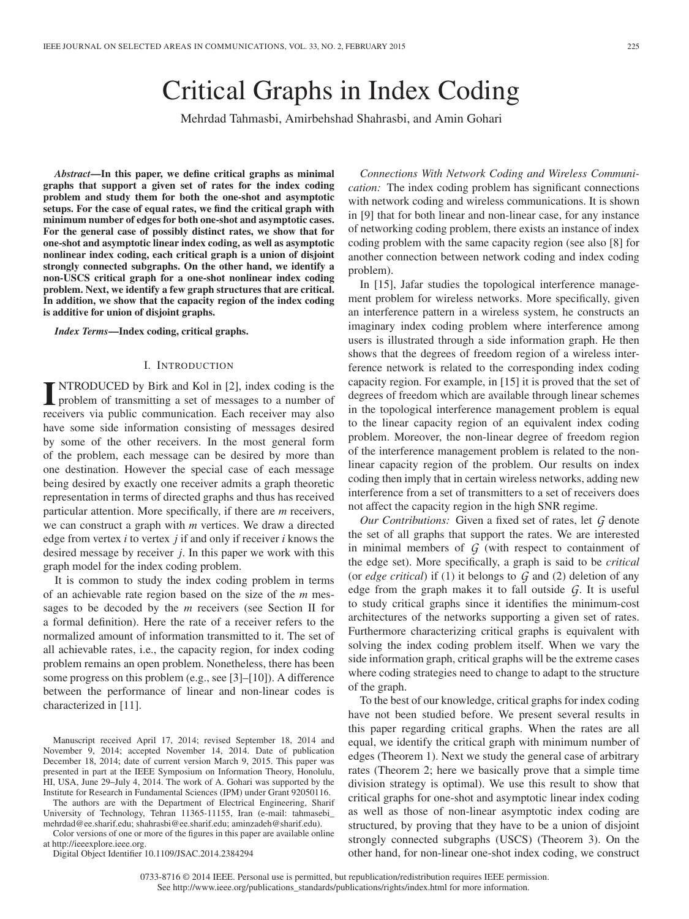# Critical Graphs in Index Coding

Mehrdad Tahmasbi, Amirbehshad Shahrasbi, and Amin Gohari

***Abstract*—In this paper, we define critical graphs as minimal graphs that support a given set of rates for the index coding problem and study them for both the one-shot and asymptotic setups. For the case of equal rates, we find the critical graph with minimum number of edges for both one-shot and asymptotic cases. For the general case of possibly distinct rates, we show that for one-shot and asymptotic linear index coding, as well as asymptotic nonlinear index coding, each critical graph is a union of disjoint strongly connected subgraphs. On the other hand, we identify a non-USCS critical graph for a one-shot nonlinear index coding problem. Next, we identify a few graph structures that are critical. In addition, we show that the capacity region of the index coding is additive for union of disjoint graphs.**

***Index Terms*—Index coding, critical graphs.**

## I. Introduction

Introduced by Birk and Kol in [2], index coding is the problem of transmitting a set of messages to a number of receivers via public communication. Each receiver may also have some side information consisting of messages desired by some of the other receivers. In the most general form of the problem, each message can be desired by more than one destination. However the special case of each message being desired by exactly one receiver admits a graph theoretic representation in terms of directed graphs and thus has received particular attention. More specifically, if there are $m$ receivers, we can construct a graph with $m$ vertices. We draw a directed edge from vertex $i$ to vertex $j$ if and only if receiver $i$ knows the desired message by receiver $j$. In this paper we work with this graph model for the index coding problem.

It is common to study the index coding problem in terms of an achievable rate region based on the size of the $m$ messages to be decoded by the $m$ receivers (see Section II for a formal definition). Here the rate of a receiver refers to the normalized amount of information transmitted to it. The set of all achievable rates, i.e., the capacity region, for index coding problem remains an open problem. Nonetheless, there has been some progress on this problem (e.g., see [3]–[10]). A difference between the performance of linear and non-linear codes is characterized in [11].

*Connections With Network Coding and Wireless Communication:* The index coding problem has significant connections with network coding and wireless communications. It is shown in [9] that for both linear and non-linear case, for any instance of networking coding problem, there exists an instance of index coding problem with the same capacity region (see also [8] for another connection between network coding and index coding problem).

In [15], Jafar studies the topological interference management problem for wireless networks. More specifically, given an interference pattern in a wireless system, he constructs an imaginary index coding problem where interference among users is illustrated through a side information graph. He then shows that the degrees of freedom region of a wireless interference network is related to the corresponding index coding capacity region. For example, in [15] it is proved that the set of degrees of freedom which are available through linear schemes in the topological interference management problem is equal to the linear capacity region of an equivalent index coding problem. Moreover, the non-linear degree of freedom region of the interference management problem is related to the non-linear capacity region of the problem. Our results on index coding then imply that in certain wireless networks, adding new interference from a set of transmitters to a set of receivers does not affect the capacity region in the high SNR regime.

*Our Contributions:* Given a fixed set of rates, let $\mathcal{G}$ denote the set of all graphs that support the rates. We are interested in minimal members of $\mathcal{G}$ (with respect to containment of the edge set). More specifically, a graph is said to be *critical* (or *edge critical*) if (1) it belongs to $\mathcal{G}$ and (2) deletion of any edge from the graph makes it to fall outside $\mathcal{G}$. It is useful to study critical graphs since it identifies the minimum-cost architectures of the networks supporting a given set of rates. Furthermore characterizing critical graphs is equivalent with solving the index coding problem itself. When we vary the side information graph, critical graphs will be the extreme cases where coding strategies need to change to adapt to the structure of the graph.

To the best of our knowledge, critical graphs for index coding have not been studied before. We present several results in this paper regarding critical graphs. When the rates are all equal, we identify the critical graph with minimum number of edges (Theorem 1). Next we study the general case of arbitrary rates (Theorem 2; here we basically prove that a simple time division strategy is optimal). We use this result to show that critical graphs for one-shot and asymptotic linear index coding as well as those of non-linear asymptotic index coding are structured, by proving that they have to be a union of disjoint strongly connected subgraphs (USCS) (Theorem 3). On the other hand, for non-linear one-shot index coding, we construct

Manuscript received April 17, 2014; revised September 18, 2014 and November 9, 2014; accepted November 14, 2014. Date of publication December 18, 2014; date of current version March 9, 2015. This paper was presented in part at the IEEE Symposium on Information Theory, Honolulu, HI, USA, June 29–July 4, 2014. The work of A. Gohari was supported by the Institute for Research in Fundamental Sciences (IPM) under Grant 92050116.

The authors are with the Department of Electrical Engineering, Sharif University of Technology, Tehran 11365-11155, Iran (e-mail: tahmasebi_mehrdad@ee.sharif.edu; shahrasbi@ee.sharif.edu; aminzadeh@sharif.edu).

Color versions of one or more of the figures in this paper are available online at http://ieeexplore.ieee.org.

Digital Object Identifier 10.1109/JSAC.2014.2384294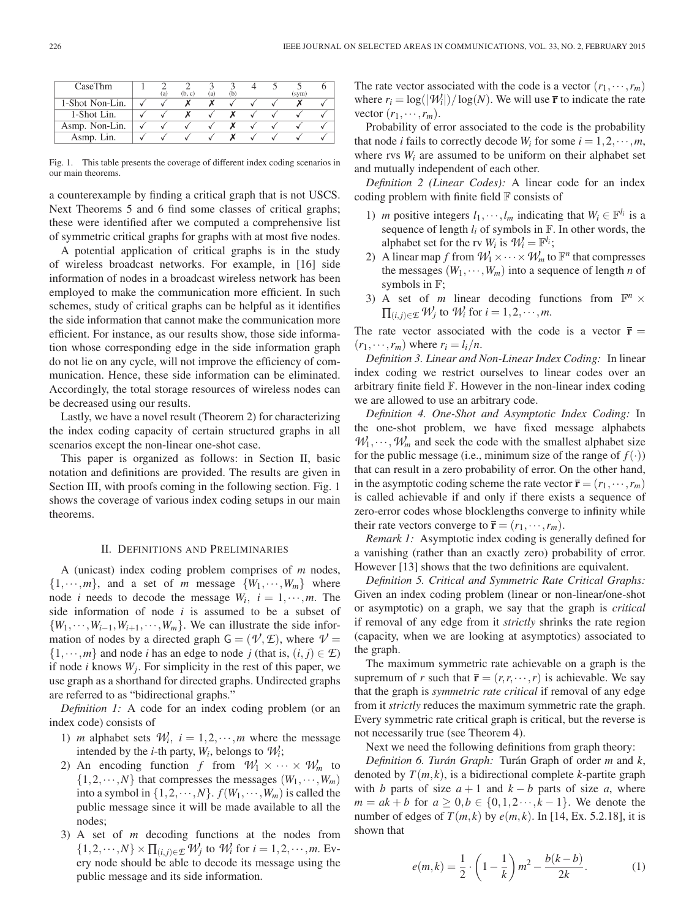| CaseThm | 1 | 2 (a) | 2 (b, c) | 3 (a) | 3 (b) | 4 | 5 | 5 (sym) | 6 |
|---|---|---|---|---|---|---|---|---|---|
| 1-Shot Non-Lin. | ✓ | ✓ | ✗ | ✗ | ✓ | ✓ | ✓ | ✗ | ✓ |
| 1-Shot Lin. | ✓ | ✓ | ✗ | ✓ | ✗ | ✓ | ✓ | ✓ | ✓ |
| Asmp. Non-Lin. | ✓ | ✓ | ✓ | ✓ | ✗ | ✓ | ✓ | ✓ | ✓ |
| Asmp. Lin. | ✓ | ✓ | ✓ | ✓ | ✗ | ✓ | ✓ | ✓ | ✓ |

Fig. 1. This table presents the coverage of different index coding scenarios in our main theorems.

a counterexample by finding a critical graph that is not USCS. Next Theorems 5 and 6 find some classes of critical graphs; these were identified after we computed a comprehensive list of symmetric critical graphs for graphs with at most five nodes.

A potential application of critical graphs is in the study of wireless broadcast networks. For example, in [16] side information of nodes in a broadcast wireless network has been employed to make the communication more efficient. In such schemes, study of critical graphs can be helpful as it identifies the side information that cannot make the communication more efficient. For instance, as our results show, those side information whose corresponding edge in the side information graph do not lie on any cycle, will not improve the efficiency of communication. Hence, these side information can be eliminated. Accordingly, the total storage resources of wireless nodes can be decreased using our results.

Lastly, we have a novel result (Theorem 2) for characterizing the index coding capacity of certain structured graphs in all scenarios except the non-linear one-shot case.

This paper is organized as follows: in Section II, basic notation and definitions are provided. The results are given in Section III, with proofs coming in the following section. Fig. 1 shows the coverage of various index coding setups in our main theorems.

## II. Definitions and Preliminaries

A (unicast) index coding problem comprises of $m$ nodes, $\{1,\cdots,m\}$, and a set of $m$ message $\{W_1,\cdots,W_m\}$ where node $i$ needs to decode the message $W_i$, $i=1,\cdots,m$. The side information of node $i$ is assumed to be a subset of $\{W_1,\cdots,W_{i-1},W_{i+1},\cdots,W_m\}$. We can illustrate the side information of nodes by a directed graph $\mathsf{G}=(\mathcal{V},\mathcal{E})$, where $\mathcal{V}=\{1,\cdots,m\}$ and node $i$ has an edge to node $j$ (that is, $(i,j)\in\mathcal{E}$) if node $i$ knows $W_j$. For simplicity in the rest of this paper, we use graph as a shorthand for directed graphs. Undirected graphs are referred to as "bidirectional graphs."

*Definition 1:* A code for an index coding problem (or an index code) consists of

1) $m$ alphabet sets $\mathcal{W}_i$, $i=1,2,\cdots,m$ where the message intended by the $i$-th party, $W_i$, belongs to $\mathcal{W}_i$;
2) An encoding function $f$ from $\mathcal{W}_1\times\cdots\times\mathcal{W}_m$ to $\{1,2,\cdots,N\}$ that compresses the messages $(W_1,\cdots,W_m)$ into a symbol in $\{1,2,\cdots,N\}$. $f(W_1,\cdots,W_m)$ is called the public message since it will be made available to all the nodes;
3) A set of $m$ decoding functions at the nodes from $\{1,2,\cdots,N\}\times\prod_{(i,j)\in\mathcal{E}}\mathcal{W}_j$ to $\mathcal{W}_i$ for $i=1,2,\cdots,m$. Every node should be able to decode its message using the public message and its side information.

The rate vector associated with the code is a vector $(r_1,\cdots,r_m)$ where $r_i=\log(|\mathcal{W}_i|)/\log(N)$. We will use $\bar{\mathbf{r}}$ to indicate the rate vector $(r_1,\cdots,r_m)$.

Probability of error associated to the code is the probability that node $i$ fails to correctly decode $W_i$ for some $i=1,2,\cdots,m$, where rvs $W_i$ are assumed to be uniform on their alphabet set and mutually independent of each other.

*Definition 2 (Linear Codes):* A linear code for an index coding problem with finite field $\mathbb{F}$ consists of

1) $m$ positive integers $l_1,\cdots,l_m$ indicating that $W_i\in\mathbb{F}^{l_i}$ is a sequence of length $l_i$ of symbols in $\mathbb{F}$. In other words, the alphabet set for the rv $W_i$ is $\mathcal{W}_i=\mathbb{F}^{l_i}$;
2) A linear map $f$ from $\mathcal{W}_1\times\cdots\times\mathcal{W}_m$ to $\mathbb{F}^n$ that compresses the messages $(W_1,\cdots,W_m)$ into a sequence of length $n$ of symbols in $\mathbb{F}$;
3) A set of $m$ linear decoding functions from $\mathbb{F}^n\times\prod_{(i,j)\in\mathcal{E}}\mathcal{W}_j$ to $\mathcal{W}_i$ for $i=1,2,\cdots,m$.

The rate vector associated with the code is a vector $\bar{\mathbf{r}}=(r_1,\cdots,r_m)$ where $r_i=l_i/n$.

*Definition 3. Linear and Non-Linear Index Coding:* In linear index coding we restrict ourselves to linear codes over an arbitrary finite field $\mathbb{F}$. However in the non-linear index coding we are allowed to use an arbitrary code.

*Definition 4. One-Shot and Asymptotic Index Coding:* In the one-shot problem, we have fixed message alphabets $\mathcal{W}_1,\cdots,\mathcal{W}_m$ and seek the code with the smallest alphabet size for the public message (i.e., minimum size of the range of $f(\cdot)$) that can result in a zero probability of error. On the other hand, in the asymptotic coding scheme the rate vector $\bar{\mathbf{r}}=(r_1,\cdots,r_m)$ is called achievable if and only if there exists a sequence of zero-error codes whose blocklengths converge to infinity while their rate vectors converge to $\bar{\mathbf{r}}=(r_1,\cdots,r_m)$.

*Remark 1:* Asymptotic index coding is generally defined for a vanishing (rather than an exactly zero) probability of error. However [13] shows that the two definitions are equivalent.

*Definition 5. Critical and Symmetric Rate Critical Graphs:* Given an index coding problem (linear or non-linear/one-shot or asymptotic) on a graph, we say that the graph is *critical* if removal of any edge from it *strictly* shrinks the rate region (capacity, when we are looking at asymptotics) associated to the graph.

The maximum symmetric rate achievable on a graph is the supremum of $r$ such that $\bar{\mathbf{r}}=(r,r,\cdots,r)$ is achievable. We say that the graph is *symmetric rate critical* if removal of any edge from it *strictly* reduces the maximum symmetric rate the graph. Every symmetric rate critical graph is critical, but the reverse is not necessarily true (see Theorem 4).

Next we need the following definitions from graph theory:

*Definition 6. Turán Graph:* Turán Graph of order $m$ and $k$, denoted by $T(m,k)$, is a bidirectional complete $k$-partite graph with $b$ parts of size $a+1$ and $k-b$ parts of size $a$, where $m=ak+b$ for $a\geq 0, b\in\{0,1,2\cdots,k-1\}$. We denote the number of edges of $T(m,k)$ by $e(m,k)$. In [14, Ex. 5.2.18], it is shown that

$$e(m,k)=\frac{1}{2}\cdot\left(1-\frac{1}{k}\right)m^2-\frac{b(k-b)}{2k}. \tag{1}$$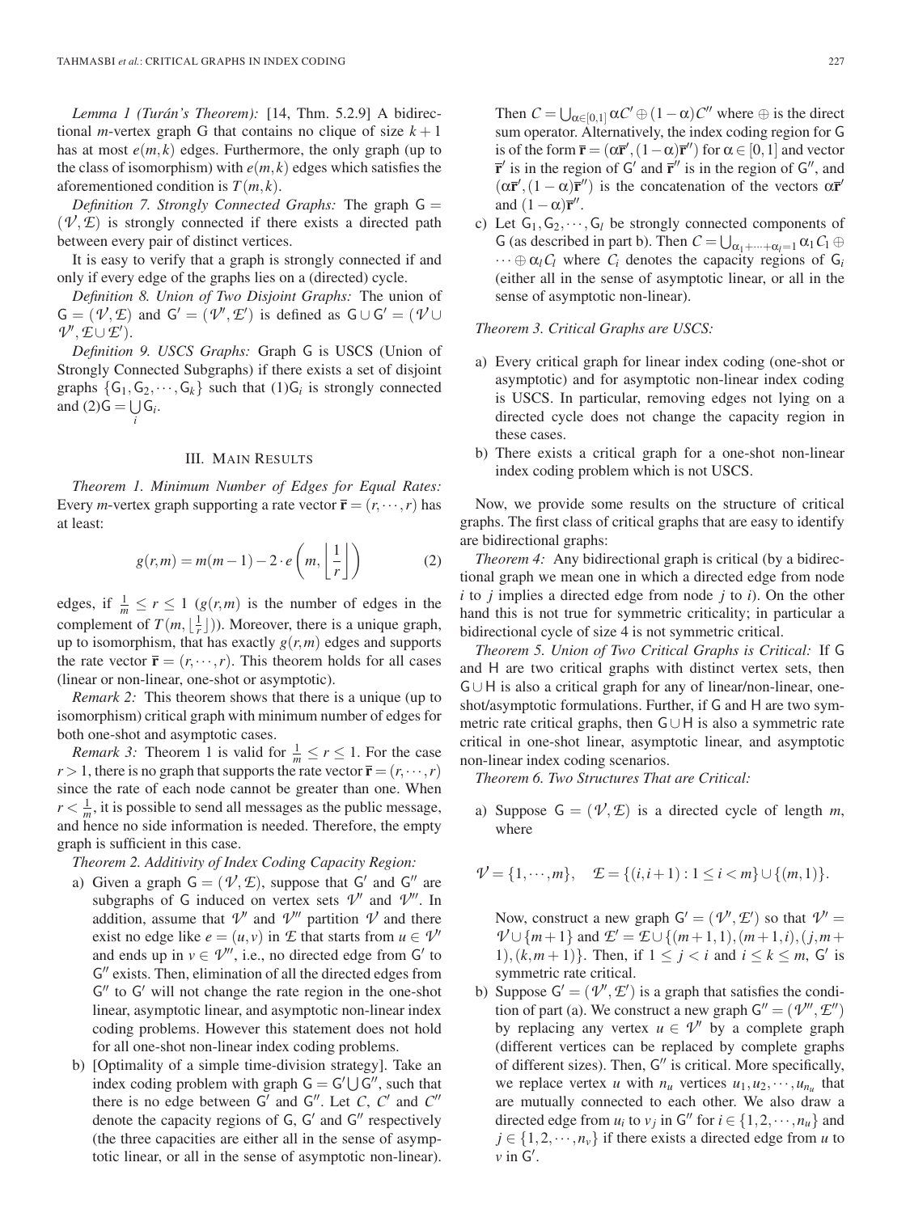*Lemma 1 (Turán's Theorem):* [14, Thm. 5.2.9] A bidirectional $m$-vertex graph G that contains no clique of size $k+1$ has at most $e(m,k)$ edges. Furthermore, the only graph (up to the class of isomorphism) with $e(m,k)$ edges which satisfies the aforementioned condition is $T(m,k)$.

*Definition 7. Strongly Connected Graphs:* The graph $\mathsf{G} = (\mathcal{V}, \mathcal{E})$ is strongly connected if there exists a directed path between every pair of distinct vertices.

It is easy to verify that a graph is strongly connected if and only if every edge of the graphs lies on a (directed) cycle.

*Definition 8. Union of Two Disjoint Graphs:* The union of $\mathsf{G} = (\mathcal{V}, \mathcal{E})$ and $\mathsf{G}' = (\mathcal{V}', \mathcal{E}')$ is defined as $\mathsf{G} \cup \mathsf{G}' = (\mathcal{V} \cup \mathcal{V}', \mathcal{E} \cup \mathcal{E}')$.

*Definition 9. USCS Graphs:* Graph G is USCS (Union of Strongly Connected Subgraphs) if there exists a set of disjoint graphs $\{\mathsf{G}_1, \mathsf{G}_2, \cdots, \mathsf{G}_k\}$ such that (1)$\mathsf{G}_i$ is strongly connected and (2)$\mathsf{G} = \bigcup_i \mathsf{G}_i$.

## III. Main Results

*Theorem 1. Minimum Number of Edges for Equal Rates:* Every $m$-vertex graph supporting a rate vector $\bar{\mathbf{r}} = (r, \cdots, r)$ has at least:

$$g(r,m) = m(m-1) - 2 \cdot e\left(m, \left\lfloor \frac{1}{r} \right\rfloor\right) \tag{2}$$

edges, if $\frac{1}{m} \leq r \leq 1$ ($g(r,m)$ is the number of edges in the complement of $T(m, \lfloor \frac{1}{r} \rfloor)$). Moreover, there is a unique graph, up to isomorphism, that has exactly $g(r,m)$ edges and supports the rate vector $\bar{\mathbf{r}} = (r, \cdots, r)$. This theorem holds for all cases (linear or non-linear, one-shot or asymptotic).

*Remark 2:* This theorem shows that there is a unique (up to isomorphism) critical graph with minimum number of edges for both one-shot and asymptotic cases.

*Remark 3:* Theorem 1 is valid for $\frac{1}{m} \leq r \leq 1$. For the case $r > 1$, there is no graph that supports the rate vector $\bar{\mathbf{r}} = (r, \cdots, r)$ since the rate of each node cannot be greater than one. When $r < \frac{1}{m}$, it is possible to send all messages as the public message, and hence no side information is needed. Therefore, the empty graph is sufficient in this case.

*Theorem 2. Additivity of Index Coding Capacity Region:*

a) Given a graph $\mathsf{G} = (\mathcal{V}, \mathcal{E})$, suppose that $\mathsf{G}'$ and $\mathsf{G}''$ are subgraphs of G induced on vertex sets $\mathcal{V}'$ and $\mathcal{V}''$. In addition, assume that $\mathcal{V}'$ and $\mathcal{V}''$ partition $\mathcal{V}$ and there exist no edge like $e = (u, v)$ in $\mathcal{E}$ that starts from $u \in \mathcal{V}'$ and ends up in $v \in \mathcal{V}''$, i.e., no directed edge from $\mathsf{G}'$ to $\mathsf{G}''$ exists. Then, elimination of all the directed edges from $\mathsf{G}''$ to $\mathsf{G}'$ will not change the rate region in the one-shot linear, asymptotic linear, and asymptotic non-linear index coding problems. However this statement does not hold for all one-shot non-linear index coding problems.

b) [Optimality of a simple time-division strategy]. Take an index coding problem with graph $\mathsf{G} = \mathsf{G}' \bigcup \mathsf{G}''$, such that there is no edge between $\mathsf{G}'$ and $\mathsf{G}''$. Let $C$, $C'$ and $C''$ denote the capacity regions of G, $\mathsf{G}'$ and $\mathsf{G}''$ respectively (the three capacities are either all in the sense of asymptotic linear, or all in the sense of asymptotic non-linear). Then $C = \bigcup_{\alpha \in [0,1]} \alpha C' \oplus (1-\alpha) C''$ where $\oplus$ is the direct sum operator. Alternatively, the index coding region for G is of the form $\bar{\mathbf{r}} = (\alpha \bar{\mathbf{r}}', (1-\alpha)\bar{\mathbf{r}}'')$ for $\alpha \in [0,1]$ and vector $\bar{\mathbf{r}}'$ is in the region of $\mathsf{G}'$ and $\bar{\mathbf{r}}''$ is in the region of $\mathsf{G}''$, and $(\alpha \bar{\mathbf{r}}', (1-\alpha)\bar{\mathbf{r}}'')$ is the concatenation of the vectors $\alpha \bar{\mathbf{r}}'$ and $(1-\alpha)\bar{\mathbf{r}}''$.

c) Let $\mathsf{G}_1, \mathsf{G}_2, \cdots, \mathsf{G}_l$ be strongly connected components of G (as described in part b). Then $C = \bigcup_{\alpha_1 + \cdots + \alpha_l = 1} \alpha_1 C_1 \oplus \cdots \oplus \alpha_l C_l$ where $C_i$ denotes the capacity regions of $\mathsf{G}_i$ (either all in the sense of asymptotic linear, or all in the sense of asymptotic non-linear).

*Theorem 3. Critical Graphs are USCS:*

a) Every critical graph for linear index coding (one-shot or asymptotic) and for asymptotic non-linear index coding is USCS. In particular, removing edges not lying on a directed cycle does not change the capacity region in these cases.

b) There exists a critical graph for a one-shot non-linear index coding problem which is not USCS.

Now, we provide some results on the structure of critical graphs. The first class of critical graphs that are easy to identify are bidirectional graphs:

*Theorem 4:* Any bidirectional graph is critical (by a bidirectional graph we mean one in which a directed edge from node $i$ to $j$ implies a directed edge from node $j$ to $i$). On the other hand this is not true for symmetric criticality; in particular a bidirectional cycle of size 4 is not symmetric critical.

*Theorem 5. Union of Two Critical Graphs is Critical:* If G and H are two critical graphs with distinct vertex sets, then $\mathsf{G} \cup \mathsf{H}$ is also a critical graph for any of linear/non-linear, one-shot/asymptotic formulations. Further, if G and H are two symmetric rate critical graphs, then $\mathsf{G} \cup \mathsf{H}$ is also a symmetric rate critical in one-shot linear, asymptotic linear, and asymptotic non-linear index coding scenarios.

*Theorem 6. Two Structures That are Critical:*

a) Suppose $\mathsf{G} = (\mathcal{V}, \mathcal{E})$ is a directed cycle of length $m$, where

$$\mathcal{V} = \{1, \cdots, m\}, \quad \mathcal{E} = \{(i, i+1) : 1 \leq i < m\} \cup \{(m, 1)\}.$$

Now, construct a new graph $\mathsf{G}' = (\mathcal{V}', \mathcal{E}')$ so that $\mathcal{V}' = \mathcal{V} \cup \{m+1\}$ and $\mathcal{E}' = \mathcal{E} \cup \{(m+1, 1), (m+1, i), (j, m+1), (k, m+1)\}$. Then, if $1 \leq j < i$ and $i \leq k \leq m$, $\mathsf{G}'$ is symmetric rate critical.

b) Suppose $\mathsf{G}' = (\mathcal{V}', \mathcal{E}')$ is a graph that satisfies the condition of part (a). We construct a new graph $\mathsf{G}'' = (\mathcal{V}'', \mathcal{E}'')$ by replacing any vertex $u \in \mathcal{V}'$ by a complete graph (different vertices can be replaced by complete graphs of different sizes). Then, $\mathsf{G}''$ is critical. More specifically, we replace vertex $u$ with $n_u$ vertices $u_1, u_2, \cdots, u_{n_u}$ that are mutually connected to each other. We also draw a directed edge from $u_i$ to $v_j$ in $\mathsf{G}''$ for $i \in \{1, 2, \cdots, n_u\}$ and $j \in \{1, 2, \cdots, n_v\}$ if there exists a directed edge from $u$ to $v$ in $\mathsf{G}'$.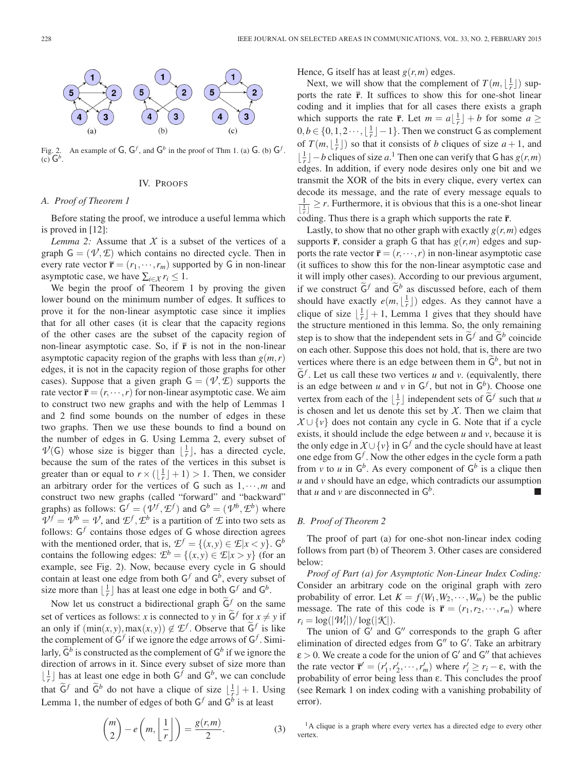Fig. 2. An example of $\mathsf{G}$, $\mathsf{G}^f$, and $\mathsf{G}^b$ in the proof of Thm 1. (a) $\mathsf{G}$. (b) $\mathsf{G}^f$. (c) $\mathsf{G}^b$.

## IV. Proofs

### A. Proof of Theorem 1

Before stating the proof, we introduce a useful lemma which is proved in [12]:

*Lemma 2:* Assume that $\mathcal{X}$ is a subset of the vertices of a graph $\mathsf{G} = (\mathcal{V}, \mathcal{E})$ which contains no directed cycle. Then in every rate vector $\bar{\mathbf{r}} = (r_1, \cdots, r_m)$ supported by $\mathsf{G}$ in non-linear asymptotic case, we have $\sum_{i \in \mathcal{X}} r_i \leq 1$.

We begin the proof of Theorem 1 by proving the given lower bound on the minimum number of edges. It suffices to prove it for the non-linear asymptotic case since it implies that for all other cases (it is clear that the capacity regions of the other cases are the subset of the capacity region of non-linear asymptotic case. So, if $\bar{\mathbf{r}}$ is not in the non-linear asymptotic capacity region of the graphs with less than $g(m,r)$ edges, it is not in the capacity region of those graphs for other cases). Suppose that a given graph $\mathsf{G} = (\mathcal{V}, \mathcal{E})$ supports the rate vector $\bar{\mathbf{r}} = (r, \cdots, r)$ for non-linear asymptotic case. We aim to construct two new graphs and with the help of Lemmas 1 and 2 find some bounds on the number of edges in these two graphs. Then we use these bounds to find a bound on the number of edges in $\mathsf{G}$. Using Lemma 2, every subset of $\mathcal{V}(\mathsf{G})$ whose size is bigger than $\lfloor \frac{1}{r} \rfloor$, has a directed cycle, because the sum of the rates of the vertices in this subset is greater than or equal to $r \times (\lfloor \frac{1}{r} \rfloor + 1) > 1$. Then, we consider an arbitrary order for the vertices of $\mathsf{G}$ such as $1, \cdots, m$ and construct two new graphs (called "forward" and "backward" graphs) as follows: $\mathsf{G}^f = (\mathcal{V}^f, \mathcal{E}^f)$ and $\mathsf{G}^b = (\mathcal{V}^b, \mathcal{E}^b)$ where $\mathcal{V}^f = \mathcal{V}^b = \mathcal{V}$, and $\mathcal{E}^f, \mathcal{E}^b$ is a partition of $\mathcal{E}$ into two sets as follows: $\mathsf{G}^f$ contains those edges of $\mathsf{G}$ whose direction agrees with the mentioned order, that is, $\mathcal{E}^f = \{(x,y) \in \mathcal{E} | x < y\}$. $\mathsf{G}^b$ contains the following edges: $\mathcal{E}^b = \{(x,y) \in \mathcal{E} | x > y\}$ (for an example, see Fig. 2). Now, because every cycle in $\mathsf{G}$ should contain at least one edge from both $\mathsf{G}^f$ and $\mathsf{G}^b$, every subset of size more than $\lfloor \frac{1}{r} \rfloor$ has at least one edge in both $\mathsf{G}^f$ and $\mathsf{G}^b$.

Now let us construct a bidirectional graph $\widetilde{\mathsf{G}}^f$ on the same set of vertices as follows: $x$ is connected to $y$ in $\widetilde{\mathsf{G}}^f$ for $x \neq y$ if an only if $(\min(x,y), \max(x,y)) \notin \mathcal{E}^f$. Observe that $\widetilde{\mathsf{G}}^f$ is like the complement of $\mathsf{G}^f$ if we ignore the edge arrows of $\mathsf{G}^f$. Similarly, $\widetilde{\mathsf{G}}^b$ is constructed as the complement of $\mathsf{G}^b$ if we ignore the direction of arrows in it. Since every subset of size more than $\lfloor \frac{1}{r} \rfloor$ has at least one edge in both $\mathsf{G}^f$ and $\mathsf{G}^b$, we can conclude that $\widetilde{\mathsf{G}}^f$ and $\widetilde{\mathsf{G}}^b$ do not have a clique of size $\lfloor \frac{1}{r} \rfloor + 1$. Using Lemma 1, the number of edges of both $\mathsf{G}^f$ and $\mathsf{G}^b$ is at least

$$\binom{m}{2} - e\left(m, \left\lfloor \frac{1}{r} \right\rfloor\right) = \frac{g(r,m)}{2}. \tag{3}$$

Hence, $\mathsf{G}$ itself has at least $g(r,m)$ edges.

Next, we will show that the complement of $T(m, \lfloor \frac{1}{r} \rfloor)$ supports the rate $\bar{\mathbf{r}}$. It suffices to show this for one-shot linear coding and it implies that for all cases there exists a graph which supports the rate $\bar{\mathbf{r}}$. Let $m = a \lfloor \frac{1}{r} \rfloor + b$ for some $a \geq 0, b \in \{0, 1, 2 \cdots, \lfloor \frac{1}{r} \rfloor - 1\}$. Then we construct $\mathsf{G}$ as complement of $T(m, \lfloor \frac{1}{r} \rfloor)$ so that it consists of $b$ cliques of size $a+1$, and $\lfloor \frac{1}{r} \rfloor - b$ cliques of size $a$.[1] Then one can verify that $\mathsf{G}$ has $g(r,m)$ edges. In addition, if every node desires only one bit and we transmit the XOR of the bits in every clique, every vertex can decode its message, and the rate of every message equals to $\frac{1}{\lfloor \frac{1}{r} \rfloor} \geq r$. Furthermore, it is obvious that this is a one-shot linear coding. Thus there is a graph which supports the rate $\bar{\mathbf{r}}$.

Lastly, to show that no other graph with exactly $g(r,m)$ edges supports $\bar{\mathbf{r}}$, consider a graph $\mathsf{G}$ that has $g(r,m)$ edges and supports the rate vector $\bar{\mathbf{r}} = (r, \cdots, r)$ in non-linear asymptotic case (it suffices to show this for the non-linear asymptotic case and it will imply other cases). According to our previous argument, if we construct $\widetilde{\mathsf{G}}^f$ and $\widetilde{\mathsf{G}}^b$ as discussed before, each of them should have exactly $e(m, \lfloor \frac{1}{r} \rfloor)$ edges. As they cannot have a clique of size $\lfloor \frac{1}{r} \rfloor + 1$, Lemma 1 gives that they should have the structure mentioned in this lemma. So, the only remaining step is to show that the independent sets in $\widetilde{\mathsf{G}}^f$ and $\widetilde{\mathsf{G}}^b$ coincide on each other. Suppose this does not hold, that is, there are two vertices where there is an edge between them in $\widetilde{\mathsf{G}}^b$, but not in $\widetilde{\mathsf{G}}^f$. Let us call these two vertices $u$ and $v$. (equivalently, there is an edge between $u$ and $v$ in $\mathsf{G}^f$, but not in $\mathsf{G}^b$). Choose one vertex from each of the $\lfloor \frac{1}{r} \rfloor$ independent sets of $\widetilde{\mathsf{G}}^f$ such that $u$ is chosen and let us denote this set by $\mathcal{X}$. Then we claim that $\mathcal{X} \cup \{v\}$ does not contain any cycle in $\mathsf{G}$. Note that if a cycle exists, it should include the edge between $u$ and $v$, because it is the only edge in $\mathcal{X} \cup \{v\}$ in $\mathsf{G}^f$ and the cycle should have at least one edge from $\mathsf{G}^f$. Now the other edges in the cycle form a path from $v$ to $u$ in $\mathsf{G}^b$. As every component of $\mathsf{G}^b$ is a clique then $u$ and $v$ should have an edge, which contradicts our assumption that $u$ and $v$ are disconnected in $\mathsf{G}^b$. ■

### B. Proof of Theorem 2

The proof of part (a) for one-shot non-linear index coding follows from part (b) of Theorem 3. Other cases are considered below:

*Proof of Part (a) for Asymptotic Non-Linear Index Coding:* Consider an arbitrary code on the original graph with zero probability of error. Let $K = f(W_1, W_2, \cdots, W_m)$ be the public message. The rate of this code is $\bar{\mathbf{r}} = (r_1, r_2, \cdots, r_m)$ where $r_i = \log(|\mathcal{W}_i|)/\log(|\mathcal{K}|)$.

The union of $\mathsf{G}'$ and $\mathsf{G}''$ corresponds to the graph $\mathsf{G}$ after elimination of directed edges from $\mathsf{G}''$ to $\mathsf{G}'$. Take an arbitrary $\varepsilon > 0$. We create a code for the union of $\mathsf{G}'$ and $\mathsf{G}''$ that achieves the rate vector $\bar{\mathbf{r}}' = (r'_1, r'_2, \cdots, r'_m)$ where $r'_i \geq r_i - \varepsilon$, with the probability of error being less than $\varepsilon$. This concludes the proof (see Remark 1 on index coding with a vanishing probability of error).

[1] A clique is a graph where every vertex has a directed edge to every other vertex.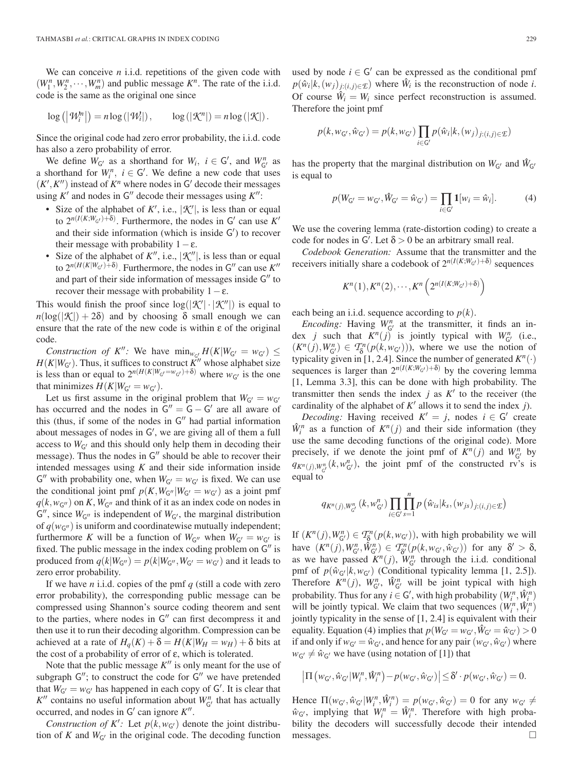We can conceive $n$ i.i.d. repetitions of the given code with $(W_1^n, W_2^n, \cdots, W_m^n)$ and public message $K^n$. The rate of the i.i.d. code is the same as the original one since

$$\log\left(\left|\mathcal{W}_i^n\right|\right) = n\log\left(|\mathcal{W}_i|\right), \qquad \log\left(|\mathcal{K}^n|\right) = n\log\left(|\mathcal{K}|\right).$$

Since the original code had zero error probability, the i.i.d. code has also a zero probability of error.

We define $W_{\mathsf{G}'}$ as a shorthand for $W_i$, $i \in \mathsf{G}'$, and $W_{\mathsf{G}'}^n$ as a shorthand for $W_i^n$, $i \in \mathsf{G}'$. We define a new code that uses $(K', K'')$ instead of $K^n$ where nodes in $\mathsf{G}'$ decode their messages using $K'$ and nodes in $\mathsf{G}''$ decode their messages using $K''$:

- Size of the alphabet of $K'$, i.e., $|\mathcal{K}'|$, is less than or equal to $2^{n(I(K;W_{\mathsf{G}'})+\delta)}$. Furthermore, the nodes in $\mathsf{G}'$ can use $K'$ and their side information (which is inside $\mathsf{G}'$) to recover their message with probability $1-\varepsilon$.
- Size of the alphabet of $K''$, i.e., $|\mathcal{K}''|$, is less than or equal to $2^{n(H(K|W_{\mathsf{G}'})+\delta)}$. Furthermore, the nodes in $\mathsf{G}''$ can use $K''$ and part of their side information of messages inside $\mathsf{G}''$ to recover their message with probability $1-\varepsilon$.

This would finish the proof since $\log(|\mathcal{K}'|\cdot|\mathcal{K}''|)$ is equal to $n(\log(|\mathcal{K}|)+2\delta)$ and by choosing $\delta$ small enough we can ensure that the rate of the new code is within $\varepsilon$ of the original code.

*Construction of $K''$:* We have $\min_{w_{\mathsf{G}'}} H(K|W_{\mathsf{G}'} = w_{\mathsf{G}'}) \leq H(K|W_{\mathsf{G}'})$. Thus, it suffices to construct $K''$ whose alphabet size is less than or equal to $2^{n(H(K|W_{\mathsf{G}'}=w_{\mathsf{G}'})+\delta)}$ where $w_{\mathsf{G}'}$ is the one that minimizes $H(K|W_{\mathsf{G}'} = w_{\mathsf{G}'})$.

Let us first assume in the original problem that $W_{\mathsf{G}'} = w_{\mathsf{G}'}$ has occurred and the nodes in $\mathsf{G}'' = \mathsf{G} - \mathsf{G}'$ are all aware of this (thus, if some of the nodes in $\mathsf{G}''$ had partial information about messages of nodes in $\mathsf{G}'$, we are giving all of them a full access to $W_{\mathsf{G}'}$ and this should only help them in decoding their message). Thus the nodes in $\mathsf{G}''$ should be able to recover their intended messages using $K$ and their side information inside $\mathsf{G}''$ with probability one, when $W_{\mathsf{G}'} = w_{\mathsf{G}'}$ is fixed. We can use the conditional joint pmf $p(K, W_{\mathsf{G}''}|W_{\mathsf{G}'} = w_{\mathsf{G}'})$ as a joint pmf $q(k, w_{\mathsf{G}''})$ on $K, W_{\mathsf{G}''}$ and think of it as an index code on nodes in $\mathsf{G}''$, since $W_{\mathsf{G}''}$ is independent of $W_{\mathsf{G}'}$, the marginal distribution of $q(w_{\mathsf{G}''})$ is uniform and coordinatewise mutually independent; furthermore $K$ will be a function of $W_{\mathsf{G}''}$ when $W_{\mathsf{G}'} = w_{\mathsf{G}'}$ is fixed. The public message in the index coding problem on $\mathsf{G}''$ is produced from $q(k|W_{\mathsf{G}''}) = p(k|W_{\mathsf{G}''}, W_{\mathsf{G}'} = w_{\mathsf{G}'})$ and it leads to zero error probability.

If we have $n$ i.i.d. copies of the pmf $q$ (still a code with zero error probability), the corresponding public message can be compressed using Shannon's source coding theorem and sent to the parties, where nodes in $\mathsf{G}''$ can first decompress it and then use it to run their decoding algorithm. Compression can be achieved at a rate of $H_q(K)+\delta = H(K|W_H = w_H)+\delta$ bits at the cost of a probability of error of $\varepsilon$, which is tolerated.

Note that the public message $K''$ is only meant for the use of subgraph $\mathsf{G}''$; to construct the code for $\mathsf{G}''$ we have pretended that $W_{\mathsf{G}'} = w_{\mathsf{G}'}$ has happened in each copy of $\mathsf{G}'$. It is clear that $K''$ contains no useful information about $W_{\mathsf{G}'}^n$ that has actually occurred, and nodes in $\mathsf{G}'$ can ignore $K''$.

*Construction of $K'$:* Let $p(k, w_{\mathsf{G}'})$ denote the joint distribution of $K$ and $W_{\mathsf{G}'}$ in the original code. The decoding function used by node $i \in \mathsf{G}'$ can be expressed as the conditional pmf $p(\hat{w}_i|k, (w_j)_{j:(i,j)\in\mathcal{E}})$ where $\hat{W}_i$ is the reconstruction of node $i$. Of course $\hat{W}_i = W_i$ since perfect reconstruction is assumed. Therefore the joint pmf

$$p(k, w_{\mathsf{G}'}, \hat{w}_{\mathsf{G}'}) = p(k, w_{\mathsf{G}'}) \prod_{i\in\mathsf{G}'} p(\hat{w}_i|k, (w_j)_{j:(i,j)\in\mathcal{E}})$$

has the property that the marginal distribution on $W_{\mathsf{G}'}$ and $\hat{W}_{\mathsf{G}'}$ is equal to

$$p(W_{\mathsf{G}'} = w_{\mathsf{G}'}, \hat{W}_{\mathsf{G}'} = \hat{w}_{\mathsf{G}'}) = \prod_{i\in\mathsf{G}'} \mathbf{1}[w_i = \hat{w}_i]. \tag{4}$$

We use the covering lemma (rate-distortion coding) to create a code for nodes in $\mathsf{G}'$. Let $\delta > 0$ be an arbitrary small real.

*Codebook Generation:* Assume that the transmitter and the receivers initially share a codebook of $2^{n(I(K;W_{\mathsf{G}'})+\delta)}$ sequences

$$K^n(1), K^n(2), \cdots, K^n\left(2^{n(I(K;W_{\mathsf{G}'})+\delta)}\right)$$

each being an i.i.d. sequence according to $p(k)$.

*Encoding:* Having $W_{\mathsf{G}'}^n$ at the transmitter, it finds an index $j$ such that $K^n(j)$ is jointly typical with $W_{\mathsf{G}'}^n$ (i.e., $(K^n(j), W_{\mathsf{G}'}^n) \in \mathcal{T}_\delta^n(p(k, w_{\mathsf{G}'}))$), where we use the notion of typicality given in [1, 2.4]. Since the number of generated $K^n(\cdot)$ sequences is larger than $2^{n(I(K;W_{\mathsf{G}'})+\delta)}$ by the covering lemma [1, Lemma 3.3], this can be done with high probability. The transmitter then sends the index $j$ as $K'$ to the receiver (the cardinality of the alphabet of $K'$ allows it to send the index $j$).

*Decoding:* Having received $K' = j$, nodes $i \in \mathsf{G}'$ create $\hat{W}_i^n$ as a function of $K^n(j)$ and their side information (they use the same decoding functions of the original code). More precisely, if we denote the joint pmf of $K^n(j)$ and $W_{\mathsf{G}'}^n$ by $q_{K^n(j),W_{\mathsf{G}'}^n}(k, w_{\mathsf{G}'}^n)$, the joint pmf of the constructed rv's is equal to

$$q_{K^n(j),W_{\mathsf{G}'}^n}(k, w_{\mathsf{G}'}^n) \prod_{i\in\mathsf{G}'} \prod_{s=1}^{n} p\left(\hat{w}_{is}|k_s, (w_{js})_{j:(i,j)\in\mathcal{E}}\right)$$

If $(K^n(j), W_{\mathsf{G}'}^n) \in \mathcal{T}_\delta^n(p(k, w_{\mathsf{G}'}))$, with high probability we will have $(K^n(j), W_{\mathsf{G}'}^n, \hat{W}_{\mathsf{G}'}^n) \in \mathcal{T}_{\delta'}^n(p(k, w_{\mathsf{G}'}, \hat{w}_{\mathsf{G}'}))$ for any $\delta' > \delta$, as we have passed $K^n(j)$, $W_{\mathsf{G}'}^n$ through the i.i.d. conditional pmf of $p(\hat{w}_{\mathsf{G}'}|k, w_{\mathsf{G}'})$ (Conditional typicality lemma [1, 2.5]). Therefore $K^n(j)$, $W_{\mathsf{G}'}^n$, $\hat{W}_{\mathsf{G}'}^n$ will be joint typical with high probability. Thus for any $i \in \mathsf{G}'$, with high probability $(W_i^n, \hat{W}_i^n)$ will be jointly typical. We claim that two sequences $(W_i^n, \hat{W}_i^n)$ jointly typicality in the sense of [1, 2.4] is equivalent with their equality. Equation (4) implies that $p(W_{\mathsf{G}'} = w_{\mathsf{G}'}, \hat{W}_{\mathsf{G}'} = \hat{w}_{\mathsf{G}'}) > 0$ if and only if $w_{\mathsf{G}'} = \hat{w}_{\mathsf{G}'}$, and hence for any pair $(w_{\mathsf{G}'}, \hat{w}_{\mathsf{G}'})$ where $w_{\mathsf{G}'} \neq \hat{w}_{\mathsf{G}'}$ we have (using notation of [1]) that

$$\left|\Pi\left(w_{\mathsf{G}'}, \hat{w}_{\mathsf{G}'}|W_i^n, \hat{W}_i^n\right) - p(w_{\mathsf{G}'}, \hat{w}_{\mathsf{G}'})\right| \leq \delta' \cdot p(w_{\mathsf{G}'}, \hat{w}_{\mathsf{G}'}) = 0.$$

Hence $\Pi(w_{\mathsf{G}'}, \hat{w}_{\mathsf{G}'}|W_i^n, \hat{W}_i^n) = p(w_{\mathsf{G}'}, \hat{w}_{\mathsf{G}'}) = 0$ for any $w_{\mathsf{G}'} \neq \hat{w}_{\mathsf{G}'}$, implying that $W_i^n = \hat{W}_i^n$. Therefore with high probability the decoders will successfully decode their intended messages. $\square$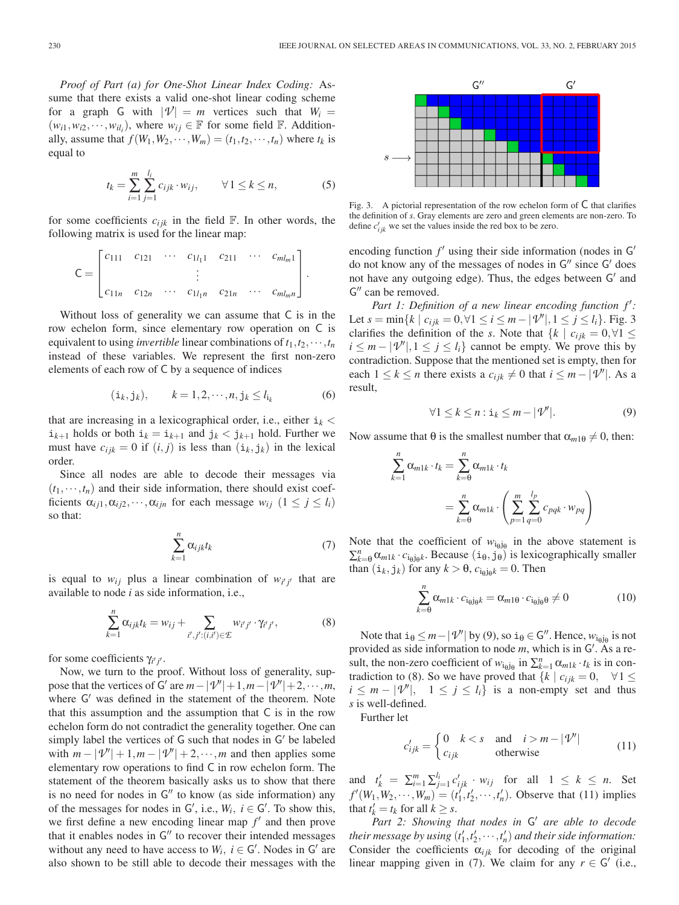*Proof of Part (a) for One-Shot Linear Index Coding:* Assume that there exists a valid one-shot linear coding scheme for a graph $\mathsf{G}$ with $|\mathcal{V}| = m$ vertices such that $W_i = (w_{i1}, w_{i2}, \cdots, w_{il_i})$, where $w_{ij} \in \mathbb{F}$ for some field $\mathbb{F}$. Additionally, assume that $f(W_1, W_2, \cdots, W_m) = (t_1, t_2, \cdots, t_n)$ where $t_k$ is equal to

$$t_k = \sum_{i=1}^{m} \sum_{j=1}^{l_i} c_{ijk} \cdot w_{ij}, \qquad \forall 1 \le k \le n, \tag{5}$$

for some coefficients $c_{ijk}$ in the field $\mathbb{F}$. In other words, the following matrix is used for the linear map:

$$\mathsf{C} = \begin{bmatrix} c_{111} & c_{121} & \cdots & c_{1l_11} & c_{211} & \cdots & c_{ml_m1} \\ & & & \vdots & & & \\ c_{11n} & c_{12n} & \cdots & c_{1l_1n} & c_{21n} & \cdots & c_{ml_mn} \end{bmatrix}.$$

Without loss of generality we can assume that $\mathsf{C}$ is in the row echelon form, since elementary row operation on $\mathsf{C}$ is equivalent to using *invertible* linear combinations of $t_1, t_2, \cdots, t_n$ instead of these variables. We represent the first non-zero elements of each row of $\mathsf{C}$ by a sequence of indices

$$(\mathtt{i}_k, \mathtt{j}_k), \qquad k = 1, 2, \cdots, n, \mathtt{j}_k \le l_{\mathtt{i}_k} \tag{6}$$

that are increasing in a lexicographical order, i.e., either $\mathtt{i}_k < \mathtt{i}_{k+1}$ holds or both $\mathtt{i}_k = \mathtt{i}_{k+1}$ and $\mathtt{j}_k < \mathtt{j}_{k+1}$ hold. Further we must have $c_{ijk} = 0$ if $(i, j)$ is less than $(\mathtt{i}_k, \mathtt{j}_k)$ in the lexical order.

Since all nodes are able to decode their messages via $(t_1, \cdots, t_n)$ and their side information, there should exist coefficients $\alpha_{ij1}, \alpha_{ij2}, \cdots, \alpha_{ijn}$ for each message $w_{ij}$ $(1 \le j \le l_i)$ so that:

$$\sum_{k=1}^{n} \alpha_{ijk} t_k \tag{7}$$

is equal to $w_{ij}$ plus a linear combination of $w_{i'j'}$ that are available to node $i$ as side information, i.e.,

$$\sum_{k=1}^{n} \alpha_{ijk} t_k = w_{ij} + \sum_{i', j' : (i, i') \in \mathcal{E}} w_{i'j'} \cdot \gamma_{i'j'}, \tag{8}$$

for some coefficients $\gamma_{i'j'}$.

Now, we turn to the proof. Without loss of generality, suppose that the vertices of $\mathsf{G}'$ are $m - |\mathcal{V}''| + 1, m - |\mathcal{V}''| + 2, \cdots, m$, where $\mathsf{G}'$ was defined in the statement of the theorem. Note that this assumption and the assumption that $\mathsf{C}$ is in the row echelon form do not contradict the generality together. One can simply label the vertices of $\mathsf{G}$ such that nodes in $\mathsf{G}'$ be labeled with $m - |\mathcal{V}''| + 1, m - |\mathcal{V}''| + 2, \cdots, m$ and then applies some elementary row operations to find $\mathsf{C}$ in row echelon form. The statement of the theorem basically asks us to show that there is no need for nodes in $\mathsf{G}''$ to know (as side information) any of the messages for nodes in $\mathsf{G}'$, i.e., $W_i$, $i \in \mathsf{G}'$. To show this, we first define a new encoding linear map $f'$ and then prove that it enables nodes in $\mathsf{G}''$ to recover their intended messages without any need to have access to $W_i$, $i \in \mathsf{G}'$. Nodes in $\mathsf{G}'$ are also shown to be still able to decode their messages with the encoding function $f'$ using their side information (nodes in $\mathsf{G}'$ do not know any of the messages of nodes in $\mathsf{G}''$ since $\mathsf{G}'$ does not have any outgoing edge). Thus, the edges between $\mathsf{G}'$ and $\mathsf{G}''$ can be removed.

G″ G′ s ⟶

Fig. 3. A pictorial representation of the row echelon form of $\mathsf{C}$ that clarifies the definition of $s$. Gray elements are zero and green elements are non-zero. To define $c'_{ijk}$ we set the values inside the red box to be zero.

*Part 1: Definition of a new linear encoding function $f'$:* Let $s = \min\{k \mid c_{ijk} = 0, \forall 1 \le i \le m - |\mathcal{V}''|, 1 \le j \le l_i\}$. Fig. 3 clarifies the definition of the $s$. Note that $\{k \mid c_{ijk} = 0, \forall 1 \le i \le m - |\mathcal{V}''|, 1 \le j \le l_i\}$ cannot be empty. We prove this by contradiction. Suppose that the mentioned set is empty, then for each $1 \le k \le n$ there exists a $c_{ijk} \ne 0$ that $i \le m - |\mathcal{V}''|$. As a result,

$$\forall 1 \le k \le n : \mathtt{i}_k \le m - |\mathcal{V}''|. \tag{9}$$

Now assume that $\theta$ is the smallest number that $\alpha_{m1\theta} \ne 0$, then:

$$\sum_{k=1}^{n} \alpha_{m1k} \cdot t_k = \sum_{k=\theta}^{n} \alpha_{m1k} \cdot t_k$$
$$= \sum_{k=\theta}^{n} \alpha_{m1k} \cdot \left( \sum_{p=1}^{m} \sum_{q=0}^{l_p} c_{pqk} \cdot w_{pq} \right)$$

Note that the coefficient of $w_{\mathtt{i}_\theta \mathtt{j}_\theta}$ in the above statement is $\sum_{k=\theta}^{n} \alpha_{m1k} \cdot c_{\mathtt{i}_\theta \mathtt{j}_\theta k}$. Because $(\mathtt{i}_\theta, \mathtt{j}_\theta)$ is lexicographically smaller than $(\mathtt{i}_k, \mathtt{j}_k)$ for any $k > \theta$, $c_{\mathtt{i}_\theta \mathtt{j}_\theta k} = 0$. Then

$$\sum_{k=\theta}^{n} \alpha_{m1k} \cdot c_{\mathtt{i}_\theta \mathtt{j}_\theta k} = \alpha_{m1\theta} \cdot c_{\mathtt{i}_\theta \mathtt{j}_\theta \theta} \ne 0 \tag{10}$$

Note that $\mathtt{i}_\theta \le m - |\mathcal{V}''|$ by (9), so $\mathtt{i}_\theta \in \mathsf{G}''$. Hence, $w_{\mathtt{i}_\theta \mathtt{j}_\theta}$ is not provided as side information to node $m$, which is in $\mathsf{G}'$. As a result, the non-zero coefficient of $w_{\mathtt{i}_\theta \mathtt{j}_\theta}$ in $\sum_{k=1}^{n} \alpha_{m1k} \cdot t_k$ is in contradiction to (8). So we have proved that $\{k \mid c_{ijk} = 0, \quad \forall 1 \le i \le m - |\mathcal{V}''|, \quad 1 \le j \le l_i\}$ is a non-empty set and thus $s$ is well-defined.

Further let

$$c'_{ijk} = \begin{cases} 0 & k < s \quad \text{and} \quad i > m - |\mathcal{V}''| \\ c_{ijk} & \text{otherwise} \end{cases} \tag{11}$$

and $t'_k = \sum_{i=1}^{m} \sum_{j=1}^{l_i} c'_{ijk} \cdot w_{ij}$ for all $1 \le k \le n$. Set $f'(W_1, W_2, \cdots, W_m) = (t'_1, t'_2, \cdots, t'_n)$. Observe that (11) implies that $t'_k = t_k$ for all $k \ge s$.

*Part 2: Showing that nodes in $\mathsf{G}'$ are able to decode their message by using $(t'_1, t'_2, \cdots, t'_n)$ and their side information:* Consider the coefficients $\alpha_{ijk}$ for decoding of the original linear mapping given in (7). We claim for any $r \in \mathsf{G}'$ (i.e.,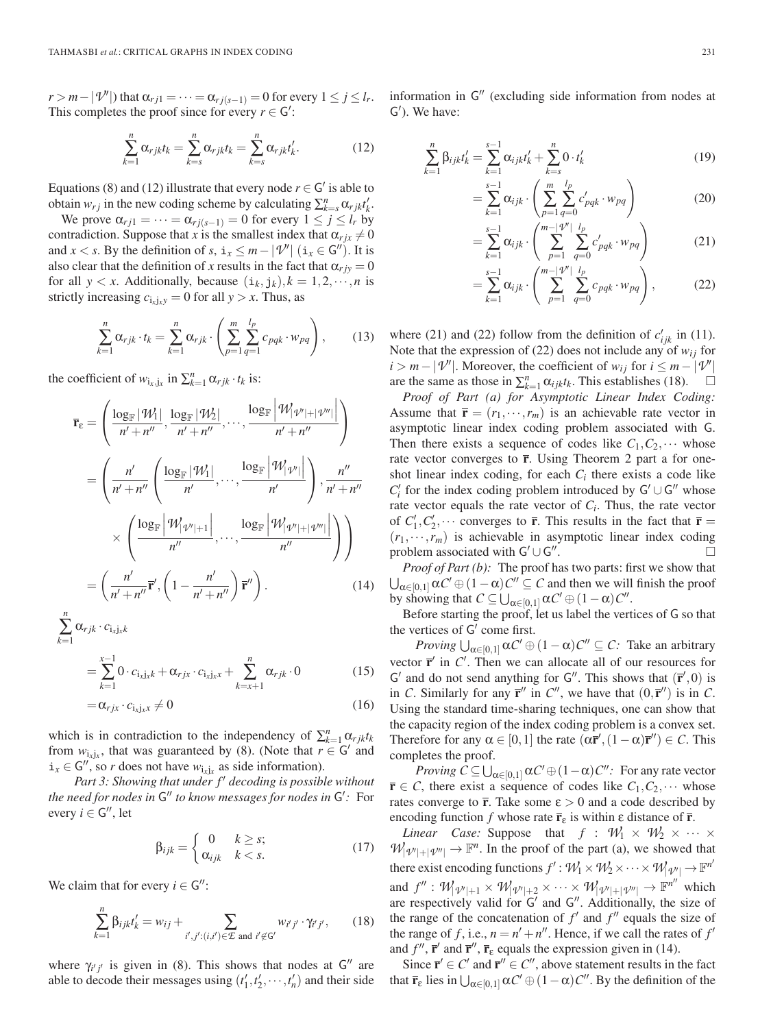$r > m - |\mathcal{V}''|$) that $\alpha_{rj1} = \cdots = \alpha_{rj(s-1)} = 0$ for every $1 \leq j \leq l_r$. This completes the proof since for every $r \in \mathsf{G}'$:

$$\sum_{k=1}^{n} \alpha_{rjk} t_k = \sum_{k=s}^{n} \alpha_{rjk} t_k = \sum_{k=s}^{n} \alpha_{rjk} t'_k. \tag{12}$$

Equations (8) and (12) illustrate that every node $r \in \mathsf{G}'$ is able to obtain $w_{rj}$ in the new coding scheme by calculating $\sum_{k=s}^{n} \alpha_{rjk} t'_k$.

We prove $\alpha_{rj1} = \cdots = \alpha_{rj(s-1)} = 0$ for every $1 \leq j \leq l_r$ by contradiction. Suppose that $x$ is the smallest index that $\alpha_{rjx} \neq 0$ and $x < s$. By the definition of $s$, $\mathtt{i}_x \leq m - |\mathcal{V}''|$ ($\mathtt{i}_x \in \mathsf{G}''$). It is also clear that the definition of $x$ results in the fact that $\alpha_{rjy} = 0$ for all $y < x$. Additionally, because $(\mathtt{i}_k, \mathtt{j}_k), k = 1, 2, \cdots, n$ is strictly increasing $c_{\mathtt{i}_x\mathtt{j}_x y} = 0$ for all $y > x$. Thus, as

$$\sum_{k=1}^{n} \alpha_{rjk} \cdot t_k = \sum_{k=1}^{n} \alpha_{rjk} \cdot \left( \sum_{p=1}^{m} \sum_{q=1}^{l_p} c_{pqk} \cdot w_{pq} \right), \tag{13}$$

the coefficient of $w_{\mathtt{i}_x\mathtt{j}_x}$ in $\sum_{k=1}^{n} \alpha_{rjk} \cdot t_k$ is:

$$\begin{aligned}
\bar{\mathbf{r}}_\varepsilon &= \left( \frac{\log_{\mathbb{F}} |\mathcal{W}_1|}{n' + n''}, \frac{\log_{\mathbb{F}} |\mathcal{W}_2|}{n' + n''}, \ldots, \frac{\log_{\mathbb{F}} \left| \mathcal{W}_{|\mathcal{V}'| + |\mathcal{V}''|} \right|}{n' + n''} \right) \\
&= \left( \frac{n'}{n' + n''} \left( \frac{\log_{\mathbb{F}} |\mathcal{W}_1|}{n'}, \ldots, \frac{\log_{\mathbb{F}} \left| \mathcal{W}_{|\mathcal{V}'|} \right|}{n'} \right), \frac{n''}{n' + n''} \right. \\
&\quad \times \left. \left( \frac{\log_{\mathbb{F}} \left| \mathcal{W}_{|\mathcal{V}'|+1} \right|}{n''}, \ldots, \frac{\log_{\mathbb{F}} \left| \mathcal{W}_{|\mathcal{V}'| + |\mathcal{V}''|} \right|}{n''} \right) \right) \\
&= \left( \frac{n'}{n' + n''} \bar{\mathbf{r}}', \left( 1 - \frac{n'}{n' + n''} \right) \bar{\mathbf{r}}'' \right).
\end{aligned} \tag{14}$$

$$\begin{aligned}
\sum_{k=1}^{n} & \alpha_{rjk} \cdot c_{\mathtt{i}_x\mathtt{j}_x k} \\
&= \sum_{k=1}^{x-1} 0 \cdot c_{\mathtt{i}_x\mathtt{j}_x k} + \alpha_{rjx} \cdot c_{\mathtt{i}_x\mathtt{j}_x x} + \sum_{k=x+1}^{n} \alpha_{rjk} \cdot 0 \qquad (15) \\
&= \alpha_{rjx} \cdot c_{\mathtt{i}_x\mathtt{j}_x x} \neq 0 \qquad (16)
\end{aligned}$$

which is in contradiction to the independency of $\sum_{k=1}^{n} \alpha_{rjk} t_k$ from $w_{\mathtt{i}_x\mathtt{j}_x}$, that was guaranteed by (8). (Note that $r \in \mathsf{G}'$ and $\mathtt{i}_x \in \mathsf{G}''$, so $r$ does not have $w_{\mathtt{i}_x\mathtt{j}_x}$ as side information).

*Part 3: Showing that under $f'$ decoding is possible without the need for nodes in $\mathsf{G}''$ to know messages for nodes in $\mathsf{G}'$:* For every $i \in \mathsf{G}''$, let

$$\beta_{ijk} = \begin{cases} 0 & k \geq s; \\ \alpha_{ijk} & k < s. \end{cases} \tag{17}$$

We claim that for every $i \in \mathsf{G}''$:

$$\sum_{k=1}^{n} \beta_{ijk} t'_k = w_{ij} + \sum_{i', j' : (i, i') \in \mathcal{E} \text{ and } i' \notin \mathsf{G}'} w_{i'j'} \cdot \gamma_{i'j'}, \tag{18}$$

where $\gamma_{i'j'}$ is given in (8). This shows that nodes at $\mathsf{G}''$ are able to decode their messages using $(t'_1, t'_2, \cdots, t'_n)$ and their side information in $\mathsf{G}''$ (excluding side information from nodes at $\mathsf{G}'$). We have:

$$\begin{aligned}
\sum_{k=1}^{n} \beta_{ijk} t'_k &= \sum_{k=1}^{s-1} \alpha_{ijk} t'_k + \sum_{k=s}^{n} 0 \cdot t'_k & (19) \\
&= \sum_{k=1}^{s-1} \alpha_{ijk} \cdot \left( \sum_{p=1}^{m} \sum_{q=0}^{l_p} c'_{pqk} \cdot w_{pq} \right) & (20) \\
&= \sum_{k=1}^{s-1} \alpha_{ijk} \cdot \left( \sum_{p=1}^{m-|\mathcal{V}''|} \sum_{q=0}^{l_p} c'_{pqk} \cdot w_{pq} \right) & (21) \\
&= \sum_{k=1}^{s-1} \alpha_{ijk} \cdot \left( \sum_{p=1}^{m-|\mathcal{V}''|} \sum_{q=0}^{l_p} c_{pqk} \cdot w_{pq} \right), & (22)
\end{aligned}$$

where (21) and (22) follow from the definition of $c'_{ijk}$ in (11). Note that the expression of (22) does not include any of $w_{ij}$ for $i > m - |\mathcal{V}''|$. Moreover, the coefficient of $w_{ij}$ for $i \leq m - |\mathcal{V}''|$ are the same as those in $\sum_{k=1}^{n} \alpha_{ijk} t_k$. This establishes (18). □

*Proof of Part (a) for Asymptotic Linear Index Coding:* Assume that $\bar{\mathbf{r}} = (r_1, \cdots, r_m)$ is an achievable rate vector in asymptotic linear index coding problem associated with $\mathsf{G}$. Then there exists a sequence of codes like $C_1, C_2, \cdots$ whose rate vector converges to $\bar{\mathbf{r}}$. Using Theorem 2 part a for one-shot linear index coding, for each $C_i$ there exists a code like $C'_i$ for the index coding problem introduced by $\mathsf{G}' \cup \mathsf{G}''$ whose rate vector equals the rate vector of $C_i$. Thus, the rate vector of $C'_1, C'_2, \cdots$ converges to $\bar{\mathbf{r}}$. This results in the fact that $\bar{\mathbf{r}} = (r_1, \cdots, r_m)$ is achievable in asymptotic linear index coding problem associated with $\mathsf{G}' \cup \mathsf{G}''$. □

*Proof of Part (b):* The proof has two parts: first we show that $\bigcup_{\alpha \in [0,1]} \alpha C' \oplus (1 - \alpha) C'' \subseteq C$ and then we will finish the proof by showing that $C \subseteq \bigcup_{\alpha \in [0,1]} \alpha C' \oplus (1 - \alpha) C''$.

Before starting the proof, let us label the vertices of $\mathsf{G}$ so that the vertices of $\mathsf{G}'$ come first.

*Proving $\bigcup_{\alpha \in [0,1]} \alpha C' \oplus (1 - \alpha) C'' \subseteq C$:* Take an arbitrary vector $\bar{\mathbf{r}}'$ in $C'$. Then we can allocate all of our resources for $\mathsf{G}'$ and do not send anything for $\mathsf{G}''$. This shows that $(\bar{\mathbf{r}}', 0)$ is in $C$. Similarly for any $\bar{\mathbf{r}}''$ in $C''$, we have that $(0, \bar{\mathbf{r}}'')$ is in $C$. Using the standard time-sharing techniques, one can show that the capacity region of the index coding problem is a convex set. Therefore for any $\alpha \in [0, 1]$ the rate $(\alpha \bar{\mathbf{r}}', (1 - \alpha) \bar{\mathbf{r}}'') \in C$. This completes the proof.

*Proving $C \subseteq \bigcup_{\alpha \in [0,1]} \alpha C' \oplus (1 - \alpha) C''$:* For any rate vector $\bar{\mathbf{r}} \in C$, there exist a sequence of codes like $C_1, C_2, \cdots$ whose rates converge to $\bar{\mathbf{r}}$. Take some $\varepsilon > 0$ and a code described by encoding function $f$ whose rate $\bar{\mathbf{r}}_\varepsilon$ is within $\varepsilon$ distance of $\bar{\mathbf{r}}$.

*Linear Case:* Suppose that $f : \mathcal{W}_1 \times \mathcal{W}_2 \times \cdots \times \mathcal{W}_{|\mathcal{V}'| + |\mathcal{V}''|} \to \mathbb{F}^n$. In the proof of the part (a), we showed that there exist encoding functions $f' : \mathcal{W}_1 \times \mathcal{W}_2 \times \cdots \times \mathcal{W}_{|\mathcal{V}'|} \to \mathbb{F}^{n'}$ and $f'' : \mathcal{W}_{|\mathcal{V}'|+1} \times \mathcal{W}_{|\mathcal{V}'|+2} \times \cdots \times \mathcal{W}_{|\mathcal{V}'| + |\mathcal{V}''|} \to \mathbb{F}^{n''}$ which are respectively valid for $\mathsf{G}'$ and $\mathsf{G}''$. Additionally, the size of the range of the concatenation of $f'$ and $f''$ equals the size of the range of $f$, i.e., $n = n' + n''$. Hence, if we call the rates of $f'$ and $f''$, $\bar{\mathbf{r}}'$ and $\bar{\mathbf{r}}''$, $\bar{\mathbf{r}}_\varepsilon$ equals the expression given in (14).

Since $\bar{\mathbf{r}}' \in C'$ and $\bar{\mathbf{r}}'' \in C''$, above statement results in the fact that $\bar{\mathbf{r}}_\varepsilon$ lies in $\bigcup_{\alpha \in [0,1]} \alpha C' \oplus (1 - \alpha) C''$. By the definition of the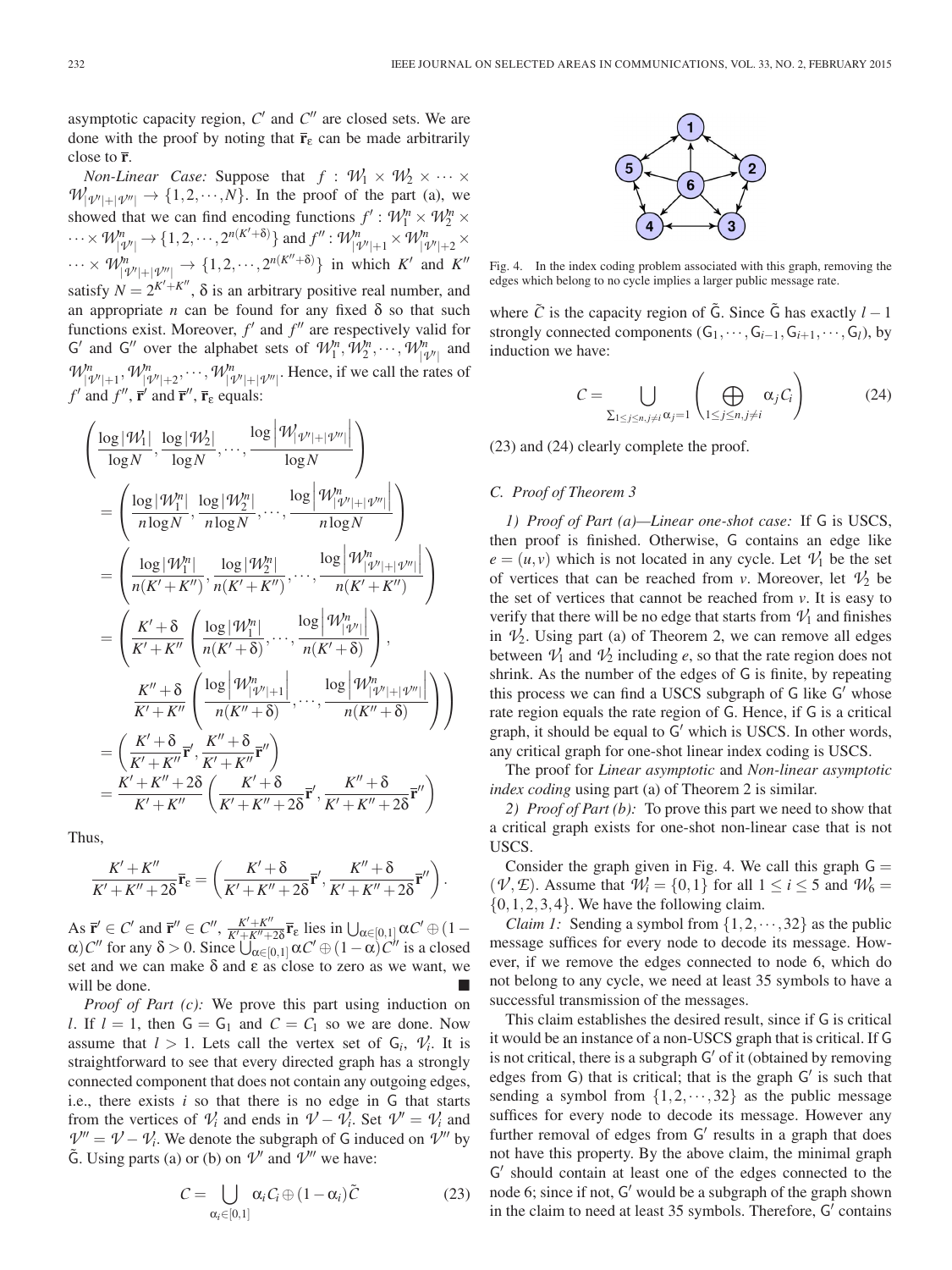asymptotic capacity region, $C'$ and $C''$ are closed sets. We are done with the proof by noting that $\bar{\mathbf{r}}_\varepsilon$ can be made arbitrarily close to $\bar{\mathbf{r}}$.

*Non-Linear Case:* Suppose that $f : \mathcal{W}_1 \times \mathcal{W}_2 \times \cdots \times \mathcal{W}_{|\mathcal{V}'|+|\mathcal{V}''|} \to \{1, 2, \cdots, N\}$. In the proof of the part (a), we showed that we can find encoding functions $f' : \mathcal{W}_1^n \times \mathcal{W}_2^n \times \cdots \times \mathcal{W}_{|\mathcal{V}'|}^n \to \{1, 2, \cdots, 2^{n(K'+\delta)}\}$ and $f'' : \mathcal{W}_{|\mathcal{V}'|+1}^n \times \mathcal{W}_{|\mathcal{V}'|+2}^n \times \cdots \times \mathcal{W}_{|\mathcal{V}'|+|\mathcal{V}''|}^n \to \{1, 2, \cdots, 2^{n(K''+\delta)}\}$ in which $K'$ and $K''$ satisfy $N = 2^{K'+K''}$, $\delta$ is an arbitrary positive real number, and an appropriate $n$ can be found for any fixed $\delta$ so that such functions exist. Moreover, $f'$ and $f''$ are respectively valid for $\mathsf{G}'$ and $\mathsf{G}''$ over the alphabet sets of $\mathcal{W}_1^n, \mathcal{W}_2^n, \cdots, \mathcal{W}_{|\mathcal{V}'|}^n$ and $\mathcal{W}_{|\mathcal{V}'|+1}^n, \mathcal{W}_{|\mathcal{V}'|+2}^n, \cdots, \mathcal{W}_{|\mathcal{V}'|+|\mathcal{V}''|}^n$. Hence, if we call the rates of $f'$ and $f''$, $\bar{\mathbf{r}}'$ and $\bar{\mathbf{r}}''$, $\bar{\mathbf{r}}_\varepsilon$ equals:

$$
\begin{aligned}
&\left(\frac{\log|\mathcal{W}_1|}{\log N}, \frac{\log|\mathcal{W}_2|}{\log N}, \ldots, \frac{\log\left|\mathcal{W}_{|\mathcal{V}'|+|\mathcal{V}''|}\right|}{\log N}\right) \\
&= \left(\frac{\log|\mathcal{W}_1^n|}{n\log N}, \frac{\log|\mathcal{W}_2^n|}{n\log N}, \ldots, \frac{\log\left|\mathcal{W}_{|\mathcal{V}'|+|\mathcal{V}''|}^n\right|}{n\log N}\right) \\
&= \left(\frac{\log|\mathcal{W}_1^n|}{n(K'+K'')}, \frac{\log|\mathcal{W}_2^n|}{n(K'+K'')}, \ldots, \frac{\log\left|\mathcal{W}_{|\mathcal{V}'|+|\mathcal{V}''|}^n\right|}{n(K'+K'')}\right) \\
&= \left(\frac{K'+\delta}{K'+K''}\left(\frac{\log|\mathcal{W}_1^n|}{n(K'+\delta)}, \ldots, \frac{\log\left|\mathcal{W}_{|\mathcal{V}'|}^n\right|}{n(K'+\delta)}\right),\right. \\
&\qquad \left.\frac{K''+\delta}{K'+K''}\left(\frac{\log\left|\mathcal{W}_{|\mathcal{V}'|+1}^n\right|}{n(K''+\delta)}, \ldots, \frac{\log\left|\mathcal{W}_{|\mathcal{V}'|+|\mathcal{V}''|}^n\right|}{n(K''+\delta)}\right)\right) \\
&= \left(\frac{K'+\delta}{K'+K''}\bar{\mathbf{r}}', \frac{K''+\delta}{K'+K''}\bar{\mathbf{r}}''\right) \\
&= \frac{K'+K''+2\delta}{K'+K''}\left(\frac{K'+\delta}{K'+K''+2\delta}\bar{\mathbf{r}}', \frac{K''+\delta}{K'+K''+2\delta}\bar{\mathbf{r}}''\right)
\end{aligned}
$$

Thus,

$$
\frac{K'+K''}{K'+K''+2\delta}\bar{\mathbf{r}}_\varepsilon = \left(\frac{K'+\delta}{K'+K''+2\delta}\bar{\mathbf{r}}', \frac{K''+\delta}{K'+K''+2\delta}\bar{\mathbf{r}}''\right).
$$

As $\bar{\mathbf{r}}' \in C'$ and $\bar{\mathbf{r}}'' \in C''$, $\frac{K'+K''}{K'+K''+2\delta}\bar{\mathbf{r}}_\varepsilon$ lies in $\bigcup_{\alpha\in[0,1]} \alpha C' \oplus (1-\alpha)C''$ for any $\delta > 0$. Since $\bigcup_{\alpha\in[0,1]} \alpha C' \oplus (1-\alpha)C''$ is a closed set and we can make $\delta$ and $\varepsilon$ as close to zero as we want, we will be done. ■

*Proof of Part (c):* We prove this part using induction on $l$. If $l = 1$, then $\mathsf{G} = \mathsf{G}_1$ and $C = C_1$ so we are done. Now assume that $l > 1$. Lets call the vertex set of $\mathsf{G}_i$, $\mathcal{V}_i$. It is straightforward to see that every directed graph has a strongly connected component that does not contain any outgoing edges, i.e., there exists $i$ so that there is no edge in $\mathsf{G}$ that starts from the vertices of $\mathcal{V}_i$ and ends in $\mathcal{V} - \mathcal{V}_i$. Set $\mathcal{V}'' = \mathcal{V}_i$ and $\mathcal{V}''' = \mathcal{V} - \mathcal{V}_i$. We denote the subgraph of $\mathsf{G}$ induced on $\mathcal{V}'''$ by $\tilde{\mathsf{G}}$. Using parts (a) or (b) on $\mathcal{V}''$ and $\mathcal{V}'''$ we have:

$$
C = \bigcup_{\alpha_i\in[0,1]} \alpha_i C_i \oplus (1-\alpha_i)\tilde{C} \tag{23}
$$

Fig. 4. In the index coding problem associated with this graph, removing the edges which belong to no cycle implies a larger public message rate.

where $\tilde{C}$ is the capacity region of $\tilde{\mathsf{G}}$. Since $\tilde{\mathsf{G}}$ has exactly $l-1$ strongly connected components $(\mathsf{G}_1, \cdots, \mathsf{G}_{i-1}, \mathsf{G}_{i+1}, \cdots, \mathsf{G}_l)$, by induction we have:

$$
C = \bigcup_{\sum_{1\le j\le n, j\ne i}\alpha_j = 1} \left(\bigoplus_{1\le j\le n, j\ne i} \alpha_j C_i\right) \tag{24}
$$

(23) and (24) clearly complete the proof.

### C. Proof of Theorem 3

*1) Proof of Part (a)—Linear one-shot case:* If $\mathsf{G}$ is USCS, then proof is finished. Otherwise, $\mathsf{G}$ contains an edge like $e = (u, v)$ which is not located in any cycle. Let $\mathcal{V}_1$ be the set of vertices that can be reached from $v$. Moreover, let $\mathcal{V}_2$ be the set of vertices that cannot be reached from $v$. It is easy to verify that there will be no edge that starts from $\mathcal{V}_1$ and finishes in $\mathcal{V}_2$. Using part (a) of Theorem 2, we can remove all edges between $\mathcal{V}_1$ and $\mathcal{V}_2$ including $e$, so that the rate region does not shrink. As the number of the edges of $\mathsf{G}$ is finite, by repeating this process we can find a USCS subgraph of $\mathsf{G}$ like $\mathsf{G}'$ whose rate region equals the rate region of $\mathsf{G}$. Hence, if $\mathsf{G}$ is a critical graph, it should be equal to $\mathsf{G}'$ which is USCS. In other words, any critical graph for one-shot linear index coding is USCS.

The proof for *Linear asymptotic* and *Non-linear asymptotic index coding* using part (a) of Theorem 2 is similar.

*2) Proof of Part (b):* To prove this part we need to show that a critical graph exists for one-shot non-linear case that is not USCS.

Consider the graph given in Fig. 4. We call this graph $\mathsf{G} = (\mathcal{V}, \mathcal{E})$. Assume that $\mathcal{W}_i = \{0, 1\}$ for all $1 \le i \le 5$ and $\mathcal{W}_6 = \{0, 1, 2, 3, 4\}$. We have the following claim.

*Claim 1:* Sending a symbol from $\{1, 2, \cdots, 32\}$ as the public message suffices for every node to decode its message. However, if we remove the edges connected to node 6, which do not belong to any cycle, we need at least 35 symbols to have a successful transmission of the messages.

This claim establishes the desired result, since if $\mathsf{G}$ is critical it would be an instance of a non-USCS graph that is critical. If $\mathsf{G}$ is not critical, there is a subgraph $\mathsf{G}'$ of it (obtained by removing edges from $\mathsf{G}$) that is critical; that is the graph $\mathsf{G}'$ is such that sending a symbol from $\{1, 2, \cdots, 32\}$ as the public message suffices for every node to decode its message. However any further removal of edges from $\mathsf{G}'$ results in a graph that does not have this property. By the above claim, the minimal graph $\mathsf{G}'$ should contain at least one of the edges connected to the node 6; since if not, $\mathsf{G}'$ would be a subgraph of the graph shown in the claim to need at least 35 symbols. Therefore, $\mathsf{G}'$ contains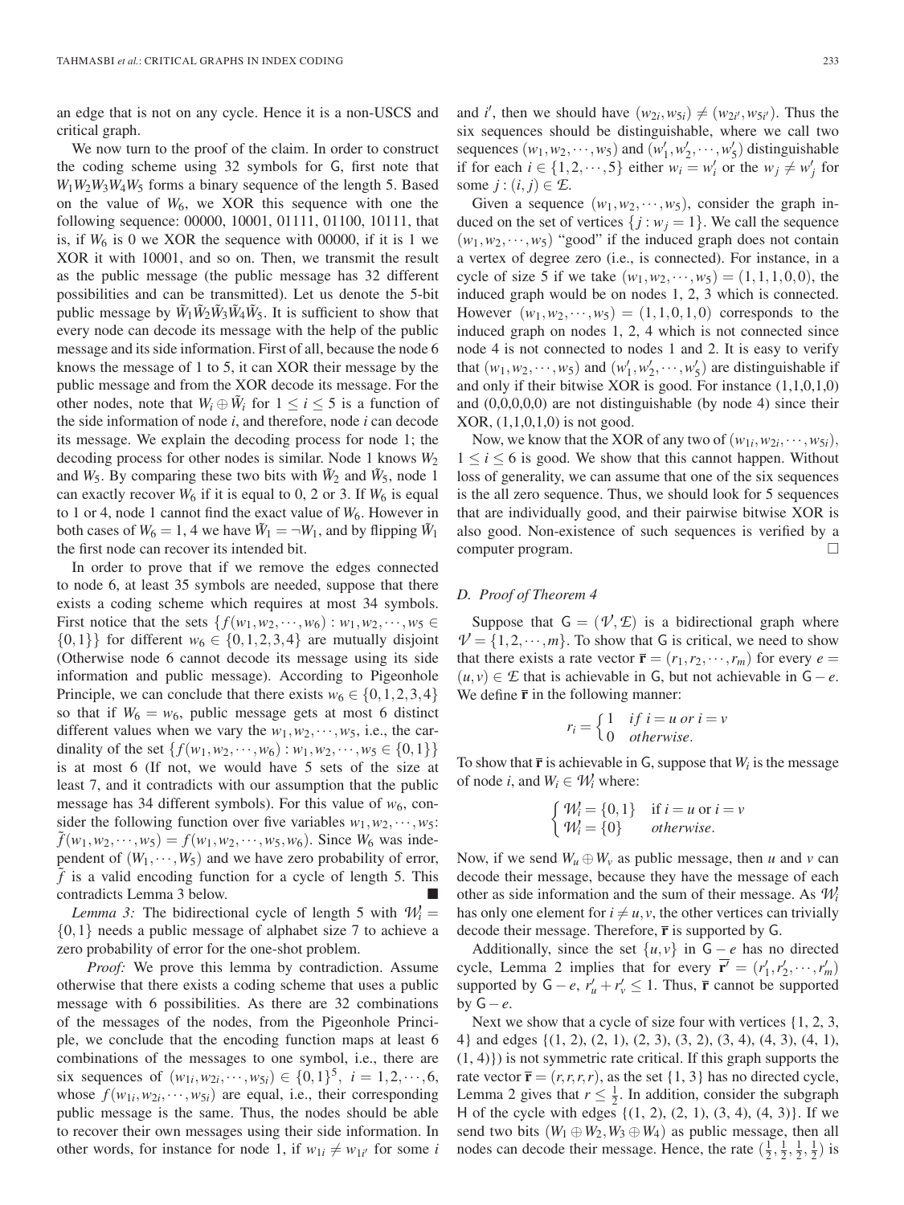an edge that is not on any cycle. Hence it is a non-USCS and critical graph.

We now turn to the proof of the claim. In order to construct the coding scheme using 32 symbols for $\mathsf{G}$, first note that $W_1W_2W_3W_4W_5$ forms a binary sequence of the length 5. Based on the value of $W_6$, we XOR this sequence with one the following sequence: 00000, 10001, 01111, 01100, 10111, that is, if $W_6$ is 0 we XOR the sequence with 00000, if it is 1 we XOR it with 10001, and so on. Then, we transmit the result as the public message (the public message has 32 different possibilities and can be transmitted). Let us denote the 5-bit public message by $\tilde{W}_1\tilde{W}_2\tilde{W}_3\tilde{W}_4\tilde{W}_5$. It is sufficient to show that every node can decode its message with the help of the public message and its side information. First of all, because the node 6 knows the message of 1 to 5, it can XOR their message by the public message and from the XOR decode its message. For the other nodes, note that $W_i \oplus \tilde{W}_i$ for $1 \leq i \leq 5$ is a function of the side information of node $i$, and therefore, node $i$ can decode its message. We explain the decoding process for node 1; the decoding process for other nodes is similar. Node 1 knows $W_2$ and $W_5$. By comparing these two bits with $\tilde{W}_2$ and $\tilde{W}_5$, node 1 can exactly recover $W_6$ if it is equal to 0, 2 or 3. If $W_6$ is equal to 1 or 4, node 1 cannot find the exact value of $W_6$. However in both cases of $W_6 = 1, 4$ we have $\tilde{W}_1 = \neg W_1$, and by flipping $\tilde{W}_1$ the first node can recover its intended bit.

In order to prove that if we remove the edges connected to node 6, at least 35 symbols are needed, suppose that there exists a coding scheme which requires at most 34 symbols. First notice that the sets $\{f(w_1, w_2, \cdots, w_6) : w_1, w_2, \cdots, w_5 \in \{0,1\}\}$ for different $w_6 \in \{0,1,2,3,4\}$ are mutually disjoint (Otherwise node 6 cannot decode its message using its side information and public message). According to Pigeonhole Principle, we can conclude that there exists $w_6 \in \{0,1,2,3,4\}$ so that if $W_6 = w_6$, public message gets at most 6 distinct different values when we vary the $w_1, w_2, \cdots, w_5$, i.e., the cardinality of the set $\{f(w_1, w_2, \cdots, w_6) : w_1, w_2, \cdots, w_5 \in \{0,1\}\}$ is at most 6 (If not, we would have 5 sets of the size at least 7, and it contradicts with our assumption that the public message has 34 different symbols). For this value of $w_6$, consider the following function over five variables $w_1, w_2, \cdots, w_5$: $\tilde{f}(w_1, w_2, \cdots, w_5) = f(w_1, w_2, \cdots, w_5, w_6)$. Since $W_6$ was independent of $(W_1, \cdots, W_5)$ and we have zero probability of error, $\tilde{f}$ is a valid encoding function for a cycle of length 5. This contradicts Lemma 3 below. ■

*Lemma 3:* The bidirectional cycle of length 5 with $\mathcal{W}_i = \{0,1\}$ needs a public message of alphabet size 7 to achieve a zero probability of error for the one-shot problem.

*Proof:* We prove this lemma by contradiction. Assume otherwise that there exists a coding scheme that uses a public message with 6 possibilities. As there are 32 combinations of the messages of the nodes, from the Pigeonhole Principle, we conclude that the encoding function maps at least 6 combinations of the messages to one symbol, i.e., there are six sequences of $(w_{1i}, w_{2i}, \cdots, w_{5i}) \in \{0,1\}^5$, $i = 1, 2, \cdots, 6$, whose $f(w_{1i}, w_{2i}, \cdots, w_{5i})$ are equal, i.e., their corresponding public message is the same. Thus, the nodes should be able to recover their own messages using their side information. In other words, for instance for node 1, if $w_{1i} \neq w_{1i'}$ for some $i$ and $i'$, then we should have $(w_{2i}, w_{5i}) \neq (w_{2i'}, w_{5i'})$. Thus the six sequences should be distinguishable, where we call two sequences $(w_1, w_2, \cdots, w_5)$ and $(w'_1, w'_2, \cdots, w'_5)$ distinguishable if for each $i \in \{1, 2, \cdots, 5\}$ either $w_i = w'_i$ or the $w_j \neq w'_j$ for some $j : (i, j) \in \mathcal{E}$.

Given a sequence $(w_1, w_2, \cdots, w_5)$, consider the graph induced on the set of vertices $\{j : w_j = 1\}$. We call the sequence $(w_1, w_2, \cdots, w_5)$ "good" if the induced graph does not contain a vertex of degree zero (i.e., is connected). For instance, in a cycle of size 5 if we take $(w_1, w_2, \cdots, w_5) = (1,1,1,0,0)$, the induced graph would be on nodes 1, 2, 3 which is connected. However $(w_1, w_2, \cdots, w_5) = (1,1,0,1,0)$ corresponds to the induced graph on nodes 1, 2, 4 which is not connected since node 4 is not connected to nodes 1 and 2. It is easy to verify that $(w_1, w_2, \cdots, w_5)$ and $(w'_1, w'_2, \cdots, w'_5)$ are distinguishable if and only if their bitwise XOR is good. For instance (1,1,0,1,0) and (0,0,0,0,0) are not distinguishable (by node 4) since their XOR, (1,1,0,1,0) is not good.

Now, we know that the XOR of any two of $(w_{1i}, w_{2i}, \cdots, w_{5i})$, $1 \leq i \leq 6$ is good. We show that this cannot happen. Without loss of generality, we can assume that one of the six sequences is the all zero sequence. Thus, we should look for 5 sequences that are individually good, and their pairwise bitwise XOR is also good. Non-existence of such sequences is verified by a computer program. □

### *D. Proof of Theorem 4*

Suppose that $\mathsf{G} = (\mathcal{V}, \mathcal{E})$ is a bidirectional graph where $\mathcal{V} = \{1, 2, \cdots, m\}$. To show that $\mathsf{G}$ is critical, we need to show that there exists a rate vector $\bar{\mathbf{r}} = (r_1, r_2, \cdots, r_m)$ for every $e = (u, v) \in \mathcal{E}$ that is achievable in $\mathsf{G}$, but not achievable in $\mathsf{G} - e$. We define $\bar{\mathbf{r}}$ in the following manner:

$$r_i = \begin{cases} 1 & if\ i = u\ or\ i = v \\ 0 & otherwise. \end{cases}$$

To show that $\bar{\mathbf{r}}$ is achievable in $\mathsf{G}$, suppose that $W_i$ is the message of node $i$, and $W_i \in \mathcal{W}_i$ where:

$$\begin{cases} \mathcal{W}_i = \{0,1\} & \text{if } i = u \text{ or } i = v \\ \mathcal{W}_i = \{0\} & otherwise. \end{cases}$$

Now, if we send $W_u \oplus W_v$ as public message, then $u$ and $v$ can decode their message, because they have the message of each other as side information and the sum of their message. As $\mathcal{W}_i$ has only one element for $i \neq u, v$, the other vertices can trivially decode their message. Therefore, $\bar{\mathbf{r}}$ is supported by $\mathsf{G}$.

Additionally, since the set $\{u, v\}$ in $\mathsf{G} - e$ has no directed cycle, Lemma 2 implies that for every $\overline{\mathbf{r}'} = (r'_1, r'_2, \cdots, r'_m)$ supported by $\mathsf{G} - e$, $r'_u + r'_v \leq 1$. Thus, $\bar{\mathbf{r}}$ cannot be supported by $\mathsf{G} - e$.

Next we show that a cycle of size four with vertices {1, 2, 3, 4} and edges {(1, 2), (2, 1), (2, 3), (3, 2), (3, 4), (4, 3), (4, 1), (1, 4)}) is not symmetric rate critical. If this graph supports the rate vector $\bar{\mathbf{r}} = (r, r, r, r)$, as the set {1, 3} has no directed cycle, Lemma 2 gives that $r \leq \frac{1}{2}$. In addition, consider the subgraph $\mathsf{H}$ of the cycle with edges {(1, 2), (2, 1), (3, 4), (4, 3)}. If we send two bits $(W_1 \oplus W_2, W_3 \oplus W_4)$ as public message, then all nodes can decode their message. Hence, the rate $(\frac{1}{2}, \frac{1}{2}, \frac{1}{2}, \frac{1}{2})$ is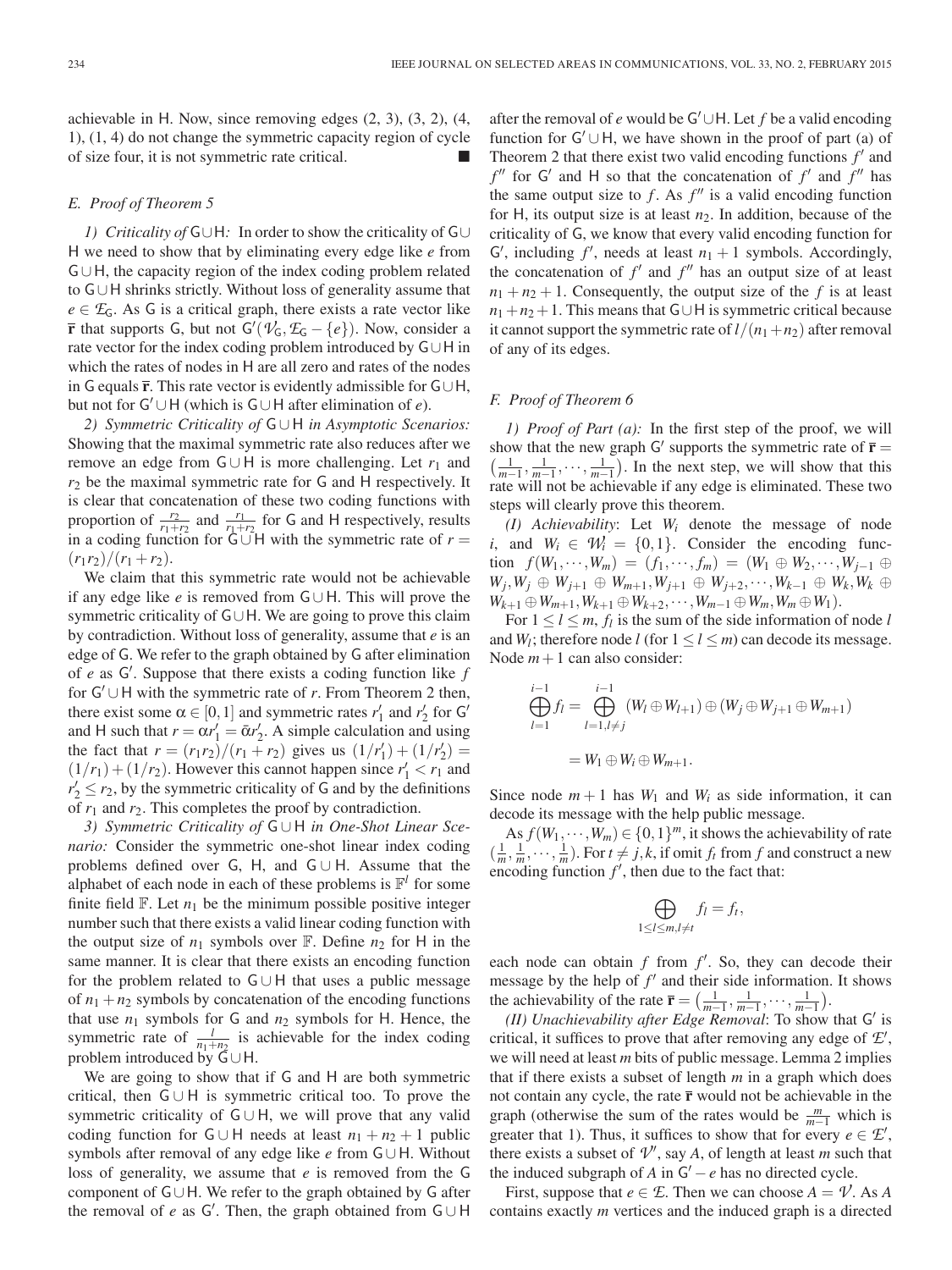achievable in H. Now, since removing edges (2, 3), (3, 2), (4, 1), (1, 4) do not change the symmetric capacity region of cycle of size four, it is not symmetric rate critical. ■

### E. Proof of Theorem 5

*1) Criticality of* $\mathsf{G}\cup\mathsf{H}$*:* In order to show the criticality of $\mathsf{G}\cup\mathsf{H}$ we need to show that by eliminating every edge like $e$ from $\mathsf{G}\cup\mathsf{H}$, the capacity region of the index coding problem related to $\mathsf{G}\cup\mathsf{H}$ shrinks strictly. Without loss of generality assume that $e\in\mathcal{E}_\mathsf{G}$. As G is a critical graph, there exists a rate vector like $\bar{\mathbf{r}}$ that supports G, but not $\mathsf{G}'(\mathcal{V}_\mathsf{G},\mathcal{E}_\mathsf{G}-\{e\})$. Now, consider a rate vector for the index coding problem introduced by $\mathsf{G}\cup\mathsf{H}$ in which the rates of nodes in H are all zero and rates of the nodes in G equals $\bar{\mathbf{r}}$. This rate vector is evidently admissible for $\mathsf{G}\cup\mathsf{H}$, but not for $\mathsf{G}'\cup\mathsf{H}$ (which is $\mathsf{G}\cup\mathsf{H}$ after elimination of $e$).

*2) Symmetric Criticality of* $\mathsf{G}\cup\mathsf{H}$ *in Asymptotic Scenarios:* Showing that the maximal symmetric rate also reduces after we remove an edge from $\mathsf{G}\cup\mathsf{H}$ is more challenging. Let $r_1$ and $r_2$ be the maximal symmetric rate for G and H respectively. It is clear that concatenation of these two coding functions with proportion of $\frac{r_2}{r_1+r_2}$ and $\frac{r_1}{r_1+r_2}$ for G and H respectively, results in a coding function for $\mathsf{G}\cup\mathsf{H}$ with the symmetric rate of $r=(r_1r_2)/(r_1+r_2)$.

We claim that this symmetric rate would not be achievable if any edge like $e$ is removed from $\mathsf{G}\cup\mathsf{H}$. This will prove the symmetric criticality of $\mathsf{G}\cup\mathsf{H}$. We are going to prove this claim by contradiction. Without loss of generality, assume that $e$ is an edge of G. We refer to the graph obtained by G after elimination of $e$ as $\mathsf{G}'$. Suppose that there exists a coding function like $f$ for $\mathsf{G}'\cup\mathsf{H}$ with the symmetric rate of $r$. From Theorem 2 then, there exist some $\alpha\in[0,1]$ and symmetric rates $r_1'$ and $r_2'$ for $\mathsf{G}'$ and H such that $r=\alpha r_1'=\bar{\alpha}r_2'$. A simple calculation and using the fact that $r=(r_1r_2)/(r_1+r_2)$ gives us $(1/r_1')+(1/r_2')=(1/r_1)+(1/r_2)$. However this cannot happen since $r_1'<r_1$ and $r_2'\leq r_2$, by the symmetric criticality of G and by the definitions of $r_1$ and $r_2$. This completes the proof by contradiction.

*3) Symmetric Criticality of* $\mathsf{G}\cup\mathsf{H}$ *in One-Shot Linear Scenario:* Consider the symmetric one-shot linear index coding problems defined over G, H, and $\mathsf{G}\cup\mathsf{H}$. Assume that the alphabet of each node in each of these problems is $\mathbb{F}^l$ for some finite field $\mathbb{F}$. Let $n_1$ be the minimum possible positive integer number such that there exists a valid linear coding function with the output size of $n_1$ symbols over $\mathbb{F}$. Define $n_2$ for H in the same manner. It is clear that there exists an encoding function for the problem related to $\mathsf{G}\cup\mathsf{H}$ that uses a public message of $n_1+n_2$ symbols by concatenation of the encoding functions that use $n_1$ symbols for G and $n_2$ symbols for H. Hence, the symmetric rate of $\frac{l}{n_1+n_2}$ is achievable for the index coding problem introduced by $\mathsf{G}\cup\mathsf{H}$.

We are going to show that if G and H are both symmetric critical, then $\mathsf{G}\cup\mathsf{H}$ is symmetric critical too. To prove the symmetric criticality of $\mathsf{G}\cup\mathsf{H}$, we will prove that any valid coding function for $\mathsf{G}\cup\mathsf{H}$ needs at least $n_1+n_2+1$ public symbols after removal of any edge like $e$ from $\mathsf{G}\cup\mathsf{H}$. Without loss of generality, we assume that $e$ is removed from the G component of $\mathsf{G}\cup\mathsf{H}$. We refer to the graph obtained by G after the removal of $e$ as $\mathsf{G}'$. Then, the graph obtained from $\mathsf{G}\cup\mathsf{H}$ after the removal of $e$ would be $\mathsf{G}'\cup\mathsf{H}$. Let $f$ be a valid encoding function for $\mathsf{G}'\cup\mathsf{H}$, we have shown in the proof of part (a) of Theorem 2 that there exist two valid encoding functions $f'$ and $f''$ for $\mathsf{G}'$ and H so that the concatenation of $f'$ and $f''$ has the same output size to $f$. As $f''$ is a valid encoding function for H, its output size is at least $n_2$. In addition, because of the criticality of G, we know that every valid encoding function for $\mathsf{G}'$, including $f'$, needs at least $n_1+1$ symbols. Accordingly, the concatenation of $f'$ and $f''$ has an output size of at least $n_1+n_2+1$. Consequently, the output size of the $f$ is at least $n_1+n_2+1$. This means that $\mathsf{G}\cup\mathsf{H}$ is symmetric critical because it cannot support the symmetric rate of $l/(n_1+n_2)$ after removal of any of its edges.

### F. Proof of Theorem 6

*1) Proof of Part (a):* In the first step of the proof, we will show that the new graph $\mathsf{G}'$ supports the symmetric rate of $\bar{\mathbf{r}}=\left(\frac{1}{m-1},\frac{1}{m-1},\cdots,\frac{1}{m-1}\right)$. In the next step, we will show that this rate will not be achievable if any edge is eliminated. These two steps will clearly prove this theorem.

*(I) Achievability*: Let $W_i$ denote the message of node $i$, and $W_i\in\mathcal{W}_i=\{0,1\}$. Consider the encoding function $f(W_1,\cdots,W_m)=(f_1,\cdots,f_m)=(W_1\oplus W_2,\cdots,W_{j-1}\oplus W_j,W_j\oplus W_{j+1}\oplus W_{m+1},W_{j+1}\oplus W_{j+2},\cdots,W_{k-1}\oplus W_k,W_k\oplus W_{k+1}\oplus W_{m+1},W_{k+1}\oplus W_{k+2},\cdots,W_{m-1}\oplus W_m,W_m\oplus W_1)$.

For $1\leq l\leq m$, $f_l$ is the sum of the side information of node $l$ and $W_l$; therefore node $l$ (for $1\leq l\leq m$) can decode its message. Node $m+1$ can also consider:

$$\bigoplus_{l=1}^{i-1}f_l=\bigoplus_{l=1,l\neq j}^{i-1}(W_l\oplus W_{l+1})\oplus(W_j\oplus W_{j+1}\oplus W_{m+1})$$

$$=W_1\oplus W_i\oplus W_{m+1}.$$

Since node $m+1$ has $W_1$ and $W_i$ as side information, it can decode its message with the help public message.

As $f(W_1,\cdots,W_m)\in\{0,1\}^m$, it shows the achievability of rate $\left(\frac{1}{m},\frac{1}{m},\cdots,\frac{1}{m}\right)$. For $t\neq j,k$, if omit $f_t$ from $f$ and construct a new encoding function $f'$, then due to the fact that:

$$\bigoplus_{1\leq l\leq m,l\neq t}f_l=f_t,$$

each node can obtain $f$ from $f'$. So, they can decode their message by the help of $f'$ and their side information. It shows the achievability of the rate $\bar{\mathbf{r}}=\left(\frac{1}{m-1},\frac{1}{m-1},\cdots,\frac{1}{m-1}\right)$.

*(II) Unachievability after Edge Removal*: To show that $\mathsf{G}'$ is critical, it suffices to prove that after removing any edge of $\mathcal{E}'$, we will need at least $m$ bits of public message. Lemma 2 implies that if there exists a subset of length $m$ in a graph which does not contain any cycle, the rate $\bar{\mathbf{r}}$ would not be achievable in the graph (otherwise the sum of the rates would be $\frac{m}{m-1}$ which is greater that 1). Thus, it suffices to show that for every $e\in\mathcal{E}'$, there exists a subset of $\mathcal{V}'$, say $A$, of length at least $m$ such that the induced subgraph of $A$ in $\mathsf{G}'-e$ has no directed cycle.

First, suppose that $e\in\mathcal{E}$. Then we can choose $A=\mathcal{V}$. As $A$ contains exactly $m$ vertices and the induced graph is a directed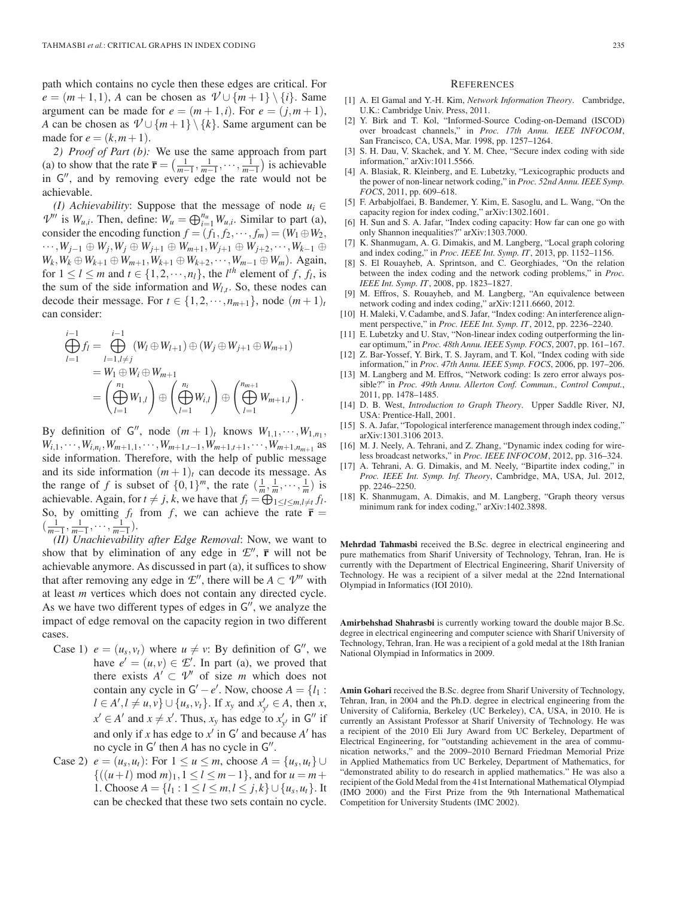path which contains no cycle then these edges are critical. For $e = (m+1, 1)$, $A$ can be chosen as $\mathcal{V} \cup \{m+1\} \setminus \{i\}$. Same argument can be made for $e = (m+1, i)$. For $e = (j, m+1)$, $A$ can be chosen as $\mathcal{V} \cup \{m+1\} \setminus \{k\}$. Same argument can be made for $e = (k, m+1)$.

*2) Proof of Part (b):* We use the same approach from part (a) to show that the rate $\bar{\mathbf{r}} = \left(\frac{1}{m-1}, \frac{1}{m-1}, \cdots, \frac{1}{m-1}\right)$ is achievable in $\mathsf{G}''$, and by removing every edge the rate would not be achievable.

*(I) Achievability*: Suppose that the message of node $u_i \in \mathcal{V}''$ is $W_{u,i}$. Then, define: $W_u = \bigoplus_{i=1}^{n_u} W_{u,i}$. Similar to part (a), consider the encoding function $f = (f_1, f_2, \cdots, f_m) = (W_1 \oplus W_2, \cdots, W_{j-1} \oplus W_j, W_j \oplus W_{j+1} \oplus W_{m+1}, W_{j+1} \oplus W_{j+2}, \cdots, W_{k-1} \oplus W_k, W_k \oplus W_{k+1} \oplus W_{m+1}, W_{k+1} \oplus W_{k+2}, \cdots, W_{m-1} \oplus W_m)$. Again, for $1 \le l \le m$ and $t \in \{1, 2, \cdots, n_l\}$, the $l^{th}$ element of $f$, $f_l$, is the sum of the side information and $W_{l,t}$. So, these nodes can decode their message. For $t \in \{1, 2, \cdots, n_{m+1}\}$, node $(m+1)_t$ can consider:

$$
\begin{aligned}
\bigoplus_{l=1}^{i-1} f_l &= \bigoplus_{l=1, l \neq j}^{i-1} (W_l \oplus W_{l+1}) \oplus (W_j \oplus W_{j+1} \oplus W_{m+1}) \\
&= W_1 \oplus W_i \oplus W_{m+1} \\
&= \left(\bigoplus_{l=1}^{n_1} W_{1,l}\right) \oplus \left(\bigoplus_{l=1}^{n_i} W_{i,l}\right) \oplus \left(\bigoplus_{l=1}^{n_{m+1}} W_{m+1,l}\right).
\end{aligned}
$$

By definition of $\mathsf{G}''$, node $(m+1)_t$ knows $W_{1,1}, \cdots, W_{1,n_1}$, $W_{i,1}, \cdots, W_{i,n_i}, W_{m+1,1}, \cdots, W_{m+1,t-1}, W_{m+1,t+1}, \cdots, W_{m+1,n_{m+1}}$ as side information. Therefore, with the help of public message and its side information $(m+1)_t$ can decode its message. As the range of $f$ is subset of $\{0,1\}^m$, the rate $(\frac{1}{m}, \frac{1}{m}, \cdots, \frac{1}{m})$ is achievable. Again, for $t \neq j, k$, we have that $f_t = \bigoplus_{1 \le l \le m, l \neq t} f_l$. So, by omitting $f_t$ from $f$, we can achieve the rate $\bar{\mathbf{r}} = (\frac{1}{m-1}, \frac{1}{m-1}, \cdots, \frac{1}{m-1})$.

*(II) Unachievability after Edge Removal*: Now, we want to show that by elimination of any edge in $\mathcal{E}''$, $\bar{\mathbf{r}}$ will not be achievable anymore. As discussed in part (a), it suffices to show that after removing any edge in $\mathcal{E}''$, there will be $A \subset \mathcal{V}''$ with at least $m$ vertices which does not contain any directed cycle. As we have two different types of edges in $\mathsf{G}''$, we analyze the impact of edge removal on the capacity region in two different cases.

- Case 1) $e = (u_s, v_t)$ where $u \neq v$: By definition of $\mathsf{G}''$, we have $e' = (u, v) \in \mathcal{E}'$. In part (a), we proved that there exists $A' \subset \mathcal{V}'$ of size $m$ which does not contain any cycle in $\mathsf{G}' - e'$. Now, choose $A = \{l_1 : l \in A', l \neq u, v\} \cup \{u_s, v_t\}$. If $x_y$ and $x'_{y'} \in A$, then $x$, $x' \in A'$ and $x \neq x'$. Thus, $x_y$ has edge to $x'_{y'}$ in $\mathsf{G}''$ if and only if $x$ has edge to $x'$ in $\mathsf{G}'$ and because $A'$ has no cycle in $\mathsf{G}'$ then $A$ has no cycle in $\mathsf{G}''$.
- Case 2) $e = (u_s, u_t)$: For $1 \le u \le m$, choose $A = \{u_s, u_t\} \cup \{((u+l) \bmod m)_1, 1 \le l \le m-1\}$, and for $u = m+1$. Choose $A = \{l_1 : 1 \le l \le m, l \neq j, k\} \cup \{u_s, u_t\}$. It can be checked that these two sets contain no cycle.

## References

[1] A. El Gamal and Y.-H. Kim, *Network Information Theory*. Cambridge, U.K.: Cambridge Univ. Press, 2011.

[2] Y. Birk and T. Kol, "Informed-Source Coding-on-Demand (ISCOD) over broadcast channels," in *Proc. 17th Annu. IEEE INFOCOM*, San Francisco, CA, USA, Mar. 1998, pp. 1257–1264.

[3] S. H. Dau, V. Skachek, and Y. M. Chee, "Secure index coding with side information," arXiv:1011.5566.

[4] A. Blasiak, R. Kleinberg, and E. Lubetzky, "Lexicographic products and the power of non-linear network coding," in *Proc. 52nd Annu. IEEE Symp. FOCS*, 2011, pp. 609–618.

[5] F. Arbabjolfaei, B. Bandemer, Y. Kim, E. Sasoglu, and L. Wang, "On the capacity region for index coding," arXiv:1302.1601.

[6] H. Sun and S. A. Jafar, "Index coding capacity: How far can one go with only Shannon inequalities?" arXiv:1303.7000.

[7] K. Shanmugam, A. G. Dimakis, and M. Langberg, "Local graph coloring and index coding," in *Proc. IEEE Int. Symp. IT*, 2013, pp. 1152–1156.

[8] S. El Rouayheb, A. Sprintson, and C. Georghiades, "On the relation between the index coding and the network coding problems," in *Proc. IEEE Int. Symp. IT*, 2008, pp. 1823–1827.

[9] M. Effros, S. Rouayheb, and M. Langberg, "An equivalence between network coding and index coding," arXiv:1211.6660, 2012.

[10] H. Maleki, V. Cadambe, and S. Jafar, "Index coding: An interference alignment perspective," in *Proc. IEEE Int. Symp. IT*, 2012, pp. 2236–2240.

[11] E. Lubetzky and U. Stav, "Non-linear index coding outperforming the linear optimum," in *Proc. 48th Annu. IEEE Symp. FOCS*, 2007, pp. 161–167.

[12] Z. Bar-Yossef, Y. Birk, T. S. Jayram, and T. Kol, "Index coding with side information," in *Proc. 47th Annu. IEEE Symp. FOCS*, 2006, pp. 197–206.

[13] M. Langberg and M. Effros, "Network coding: Is zero error always possible?" in *Proc. 49th Annu. Allerton Conf. Commun., Control Comput.*, 2011, pp. 1478–1485.

[14] D. B. West, *Introduction to Graph Theory*. Upper Saddle River, NJ, USA: Prentice-Hall, 2001.

[15] S. A. Jafar, "Topological interference management through index coding," arXiv:1301.3106 2013.

[16] M. J. Neely, A. Tehrani, and Z. Zhang, "Dynamic index coding for wireless broadcast networks," in *Proc. IEEE INFOCOM*, 2012, pp. 316–324.

[17] A. Tehrani, A. G. Dimakis, and M. Neely, "Bipartite index coding," in *Proc. IEEE Int. Symp. Inf. Theory*, Cambridge, MA, USA, Jul. 2012, pp. 2246–2250.

[18] K. Shanmugam, A. Dimakis, and M. Langberg, "Graph theory versus minimum rank for index coding," arXiv:1402.3898.

**Mehrdad Tahmasbi** received the B.Sc. degree in electrical engineering and pure mathematics from Sharif University of Technology, Tehran, Iran. He is currently with the Department of Electrical Engineering, Sharif University of Technology. He was a recipient of a silver medal at the 22nd International Olympiad in Informatics (IOI 2010).

**Amirbehshad Shahrasbi** is currently working toward the double major B.Sc. degree in electrical engineering and computer science with Sharif University of Technology, Tehran, Iran. He was a recipient of a gold medal at the 18th Iranian National Olympiad in Informatics in 2009.

**Amin Gohari** received the B.Sc. degree from Sharif University of Technology, Tehran, Iran, in 2004 and the Ph.D. degree in electrical engineering from the University of California, Berkeley (UC Berkeley), CA, USA, in 2010. He is currently an Assistant Professor at Sharif University of Technology. He was a recipient of the 2010 Eli Jury Award from UC Berkeley, Department of Electrical Engineering, for "outstanding achievement in the area of communication networks," and the 2009–2010 Bernard Friedman Memorial Prize in Applied Mathematics from UC Berkeley, Department of Mathematics, for "demonstrated ability to do research in applied mathematics." He was also a recipient of the Gold Medal from the 41st International Mathematical Olympiad (IMO 2000) and the First Prize from the 9th International Mathematical Competition for University Students (IMC 2002).